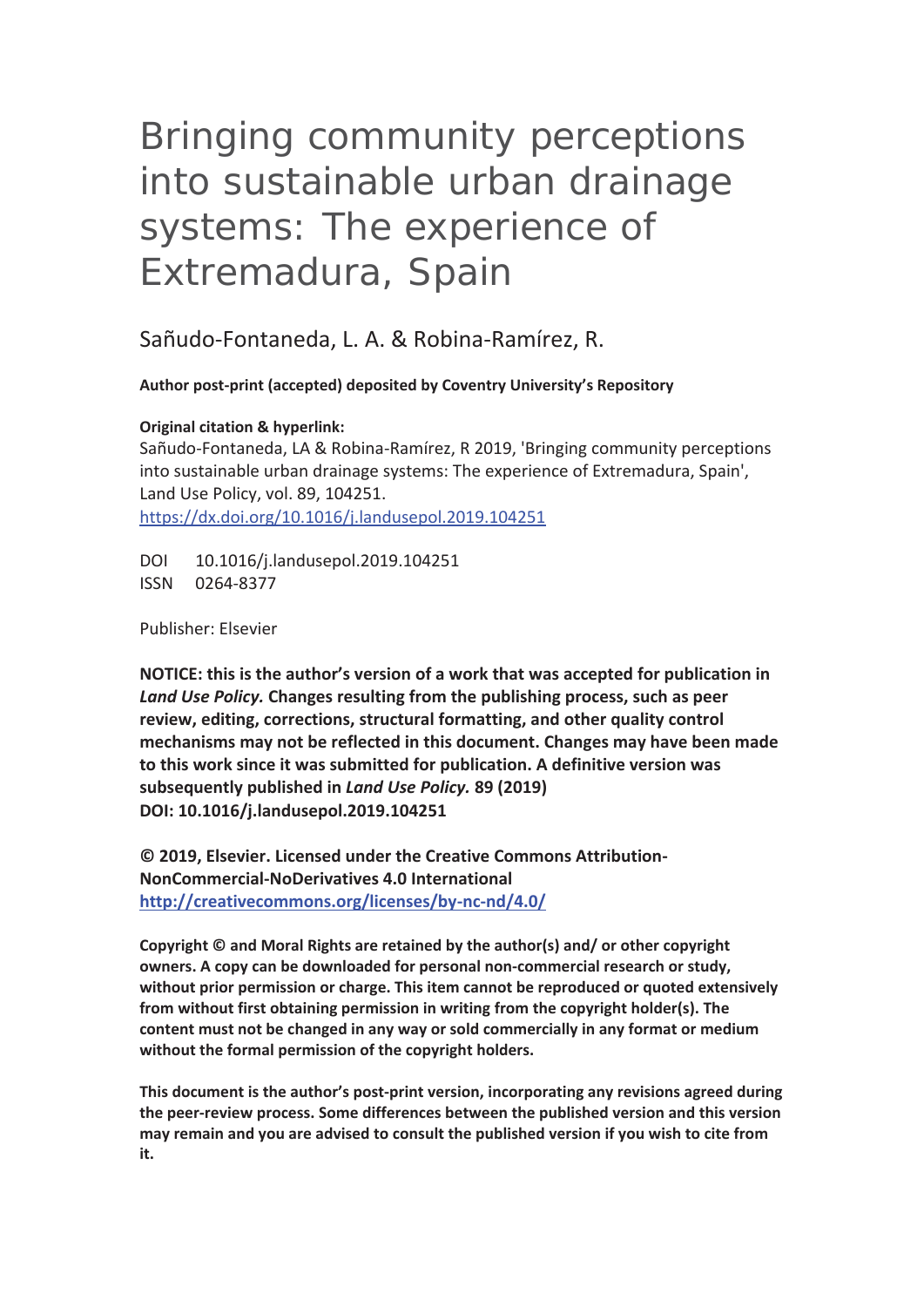# Bringing community perceptions into sustainable urban drainage systems: The experience of Extremadura, Spain

Sañudo-Fontaneda, L. A. & Robina-Ramírez, R.

**Author post-print (accepted) deposited by Coventry University's Repository**

**Original citation & hyperlink:**

Sañudo-Fontaneda, LA & Robina-Ramírez, R 2019, 'Bringing community perceptions into sustainable urban drainage systems: The experience of Extremadura, Spain', Land Use Policy, vol. 89, 104251.

https://dx.doi.org/10.1016/j.landusepol.2019.104251

DOI 10.1016/j.landusepol.2019.104251

ISSN 0264-8377

Publisher: Elsevier

**NOTICE: this is the author's version of a work that was accepted for publication in *Land Use Policy.* Changes resulting from the publishing process, such as peer review, editing, corrections, structural formatting, and other quality control mechanisms may not be reflected in this document. Changes may have been made to this work since it was submitted for publication. A definitive version was subsequently published in *Land Use Policy.* 89 (2019) DOI: 10.1016/j.landusepol.2019.104251**

**© 2019, Elsevier. Licensed under the Creative Commons Attribution-NonCommercial-NoDerivatives 4.0 International http://creativecommons.org/licenses/by-nc-nd/4.0/**

**Copyright © and Moral Rights are retained by the author(s) and/ or other copyright owners. A copy can be downloaded for personal non-commercial research or study, without prior permission or charge. This item cannot be reproduced or quoted extensively from without first obtaining permission in writing from the copyright holder(s). The content must not be changed in any way or sold commercially in any format or medium without the formal permission of the copyright holders.**

**This document is the author's post-print version, incorporating any revisions agreed during the peer-review process. Some differences between the published version and this version may remain and you are advised to consult the published version if you wish to cite from it.**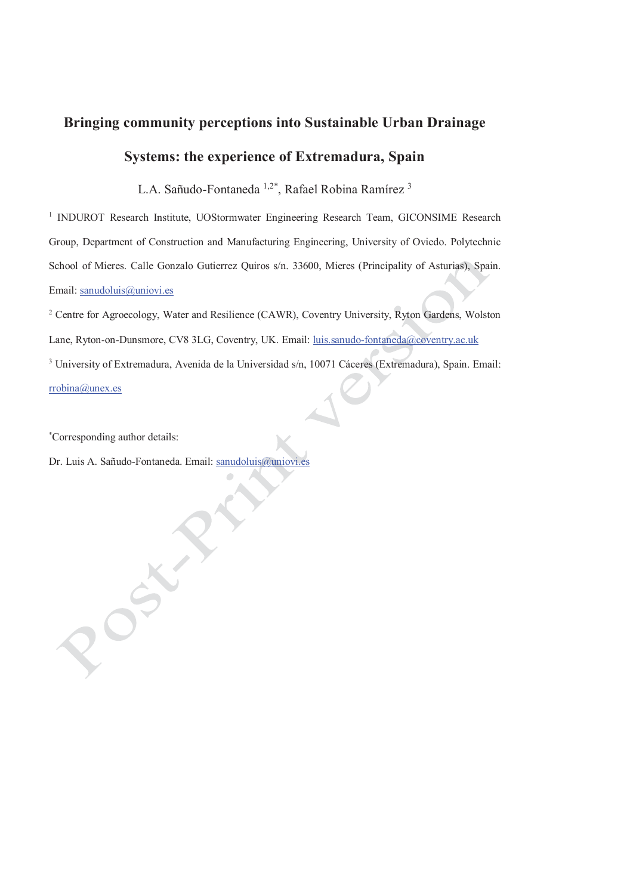# Bringing community perceptions into Sustainable Urban Drainage Systems: the experience of Extremadura, Spain

L.A. Sañudo-Fontaneda [1,2*], Rafael Robina Ramírez [3]

[1] INDUROT Research Institute, UOStormwater Engineering Research Team, GICONSIME Research Group, Department of Construction and Manufacturing Engineering, University of Oviedo. Polytechnic School of Mieres. Calle Gonzalo Gutierrez Quiros s/n. 33600, Mieres (Principality of Asturias), Spain. Email: sanudoluis@uniovi.es

[2] Centre for Agroecology, Water and Resilience (CAWR), Coventry University, Ryton Gardens, Wolston Lane, Ryton-on-Dunsmore, CV8 3LG, Coventry, UK. Email: luis.sanudo-fontaneda@coventry.ac.uk

[3] University of Extremadura, Avenida de la Universidad s/n, 10071 Cáceres (Extremadura), Spain. Email: rrobina@unex.es

[*]Corresponding author details:

Dr. Luis A. Sañudo-Fontaneda. Email: sanudoluis@uniovi.es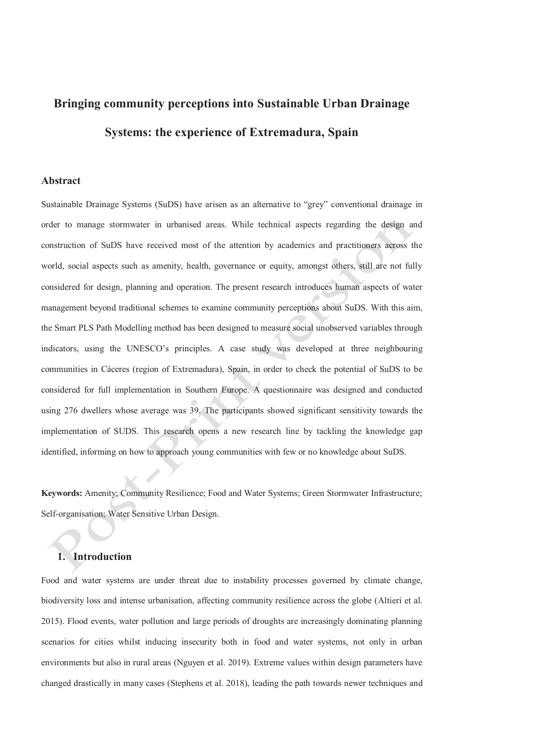# Bringing community perceptions into Sustainable Urban Drainage Systems: the experience of Extremadura, Spain

## Abstract

Sustainable Drainage Systems (SuDS) have arisen as an alternative to "grey" conventional drainage in order to manage stormwater in urbanised areas. While technical aspects regarding the design and construction of SuDS have received most of the attention by academics and practitioners across the world, social aspects such as amenity, health, governance or equity, amongst others, still are not fully considered for design, planning and operation. The present research introduces human aspects of water management beyond traditional schemes to examine community perceptions about SuDS. With this aim, the Smart PLS Path Modelling method has been designed to measure social unobserved variables through indicators, using the UNESCO's principles. A case study was developed at three neighbouring communities in Cáceres (region of Extremadura), Spain, in order to check the potential of SuDS to be considered for full implementation in Southern Europe. A questionnaire was designed and conducted using 276 dwellers whose average was 39. The participants showed significant sensitivity towards the implementation of SUDS. This research opens a new research line by tackling the knowledge gap identified, informing on how to approach young communities with few or no knowledge about SuDS.

**Keywords:** Amenity; Community Resilience; Food and Water Systems; Green Stormwater Infrastructure; Self-organisation; Water Sensitive Urban Design.

## 1. Introduction

Food and water systems are under threat due to instability processes governed by climate change, biodiversity loss and intense urbanisation, affecting community resilience across the globe (Altieri et al. 2015). Flood events, water pollution and large periods of droughts are increasingly dominating planning scenarios for cities whilst inducing insecurity both in food and water systems, not only in urban environments but also in rural areas (Nguyen et al. 2019). Extreme values within design parameters have changed drastically in many cases (Stephens et al. 2018), leading the path towards newer techniques and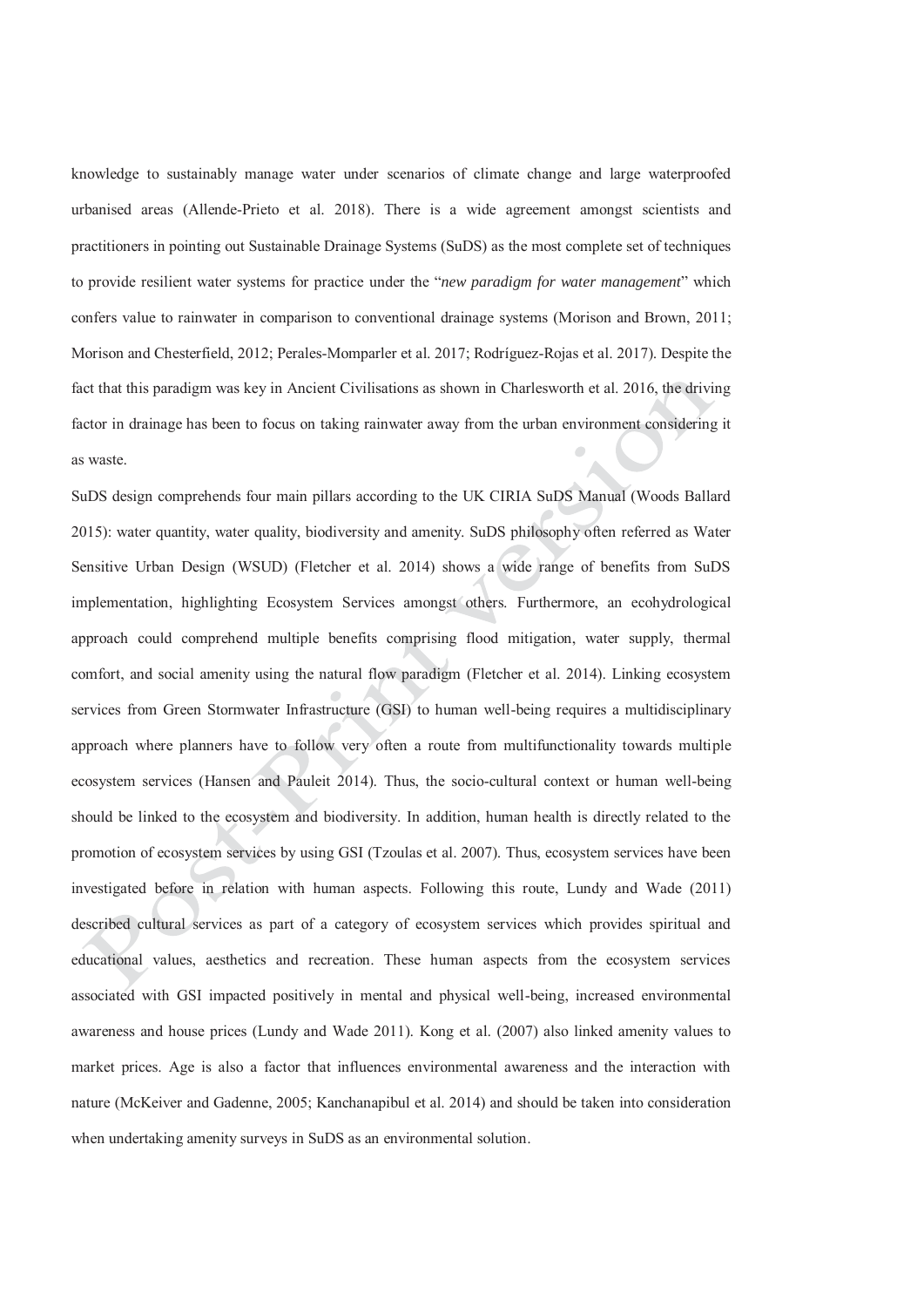knowledge to sustainably manage water under scenarios of climate change and large waterproofed urbanised areas (Allende-Prieto et al. 2018). There is a wide agreement amongst scientists and practitioners in pointing out Sustainable Drainage Systems (SuDS) as the most complete set of techniques to provide resilient water systems for practice under the "*new paradigm for water management*" which confers value to rainwater in comparison to conventional drainage systems (Morison and Brown, 2011; Morison and Chesterfield, 2012; Perales-Momparler et al. 2017; Rodríguez-Rojas et al. 2017). Despite the fact that this paradigm was key in Ancient Civilisations as shown in Charlesworth et al. 2016, the driving factor in drainage has been to focus on taking rainwater away from the urban environment considering it as waste.

SuDS design comprehends four main pillars according to the UK CIRIA SuDS Manual (Woods Ballard 2015): water quantity, water quality, biodiversity and amenity. SuDS philosophy often referred as Water Sensitive Urban Design (WSUD) (Fletcher et al. 2014) shows a wide range of benefits from SuDS implementation, highlighting Ecosystem Services amongst others. Furthermore, an ecohydrological approach could comprehend multiple benefits comprising flood mitigation, water supply, thermal comfort, and social amenity using the natural flow paradigm (Fletcher et al. 2014). Linking ecosystem services from Green Stormwater Infrastructure (GSI) to human well-being requires a multidisciplinary approach where planners have to follow very often a route from multifunctionality towards multiple ecosystem services (Hansen and Pauleit 2014). Thus, the socio-cultural context or human well-being should be linked to the ecosystem and biodiversity. In addition, human health is directly related to the promotion of ecosystem services by using GSI (Tzoulas et al. 2007). Thus, ecosystem services have been investigated before in relation with human aspects. Following this route, Lundy and Wade (2011) described cultural services as part of a category of ecosystem services which provides spiritual and educational values, aesthetics and recreation. These human aspects from the ecosystem services associated with GSI impacted positively in mental and physical well-being, increased environmental awareness and house prices (Lundy and Wade 2011). Kong et al. (2007) also linked amenity values to market prices. Age is also a factor that influences environmental awareness and the interaction with nature (McKeiver and Gadenne, 2005; Kanchanapibul et al. 2014) and should be taken into consideration when undertaking amenity surveys in SuDS as an environmental solution.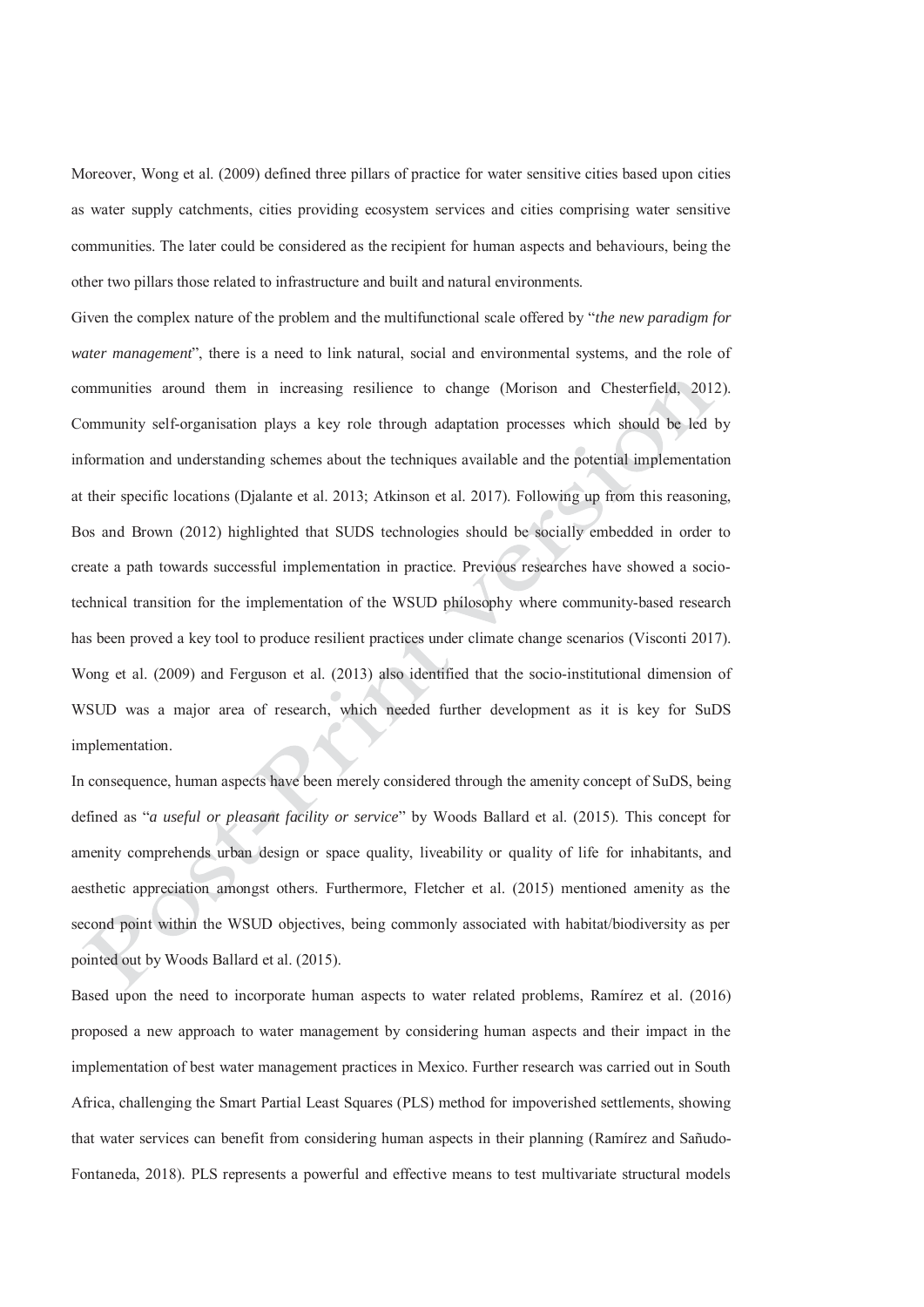Moreover, Wong et al. (2009) defined three pillars of practice for water sensitive cities based upon cities as water supply catchments, cities providing ecosystem services and cities comprising water sensitive communities. The later could be considered as the recipient for human aspects and behaviours, being the other two pillars those related to infrastructure and built and natural environments.

Given the complex nature of the problem and the multifunctional scale offered by "*the new paradigm for water management*", there is a need to link natural, social and environmental systems, and the role of communities around them in increasing resilience to change (Morison and Chesterfield, 2012). Community self-organisation plays a key role through adaptation processes which should be led by information and understanding schemes about the techniques available and the potential implementation at their specific locations (Djalante et al. 2013; Atkinson et al. 2017). Following up from this reasoning, Bos and Brown (2012) highlighted that SUDS technologies should be socially embedded in order to create a path towards successful implementation in practice. Previous researches have showed a socio-technical transition for the implementation of the WSUD philosophy where community-based research has been proved a key tool to produce resilient practices under climate change scenarios (Visconti 2017). Wong et al. (2009) and Ferguson et al. (2013) also identified that the socio-institutional dimension of WSUD was a major area of research, which needed further development as it is key for SuDS implementation.

In consequence, human aspects have been merely considered through the amenity concept of SuDS, being defined as "*a useful or pleasant facility or service*" by Woods Ballard et al. (2015). This concept for amenity comprehends urban design or space quality, liveability or quality of life for inhabitants, and aesthetic appreciation amongst others. Furthermore, Fletcher et al. (2015) mentioned amenity as the second point within the WSUD objectives, being commonly associated with habitat/biodiversity as per pointed out by Woods Ballard et al. (2015).

Based upon the need to incorporate human aspects to water related problems, Ramírez et al. (2016) proposed a new approach to water management by considering human aspects and their impact in the implementation of best water management practices in Mexico. Further research was carried out in South Africa, challenging the Smart Partial Least Squares (PLS) method for impoverished settlements, showing that water services can benefit from considering human aspects in their planning (Ramírez and Sañudo-Fontaneda, 2018). PLS represents a powerful and effective means to test multivariate structural models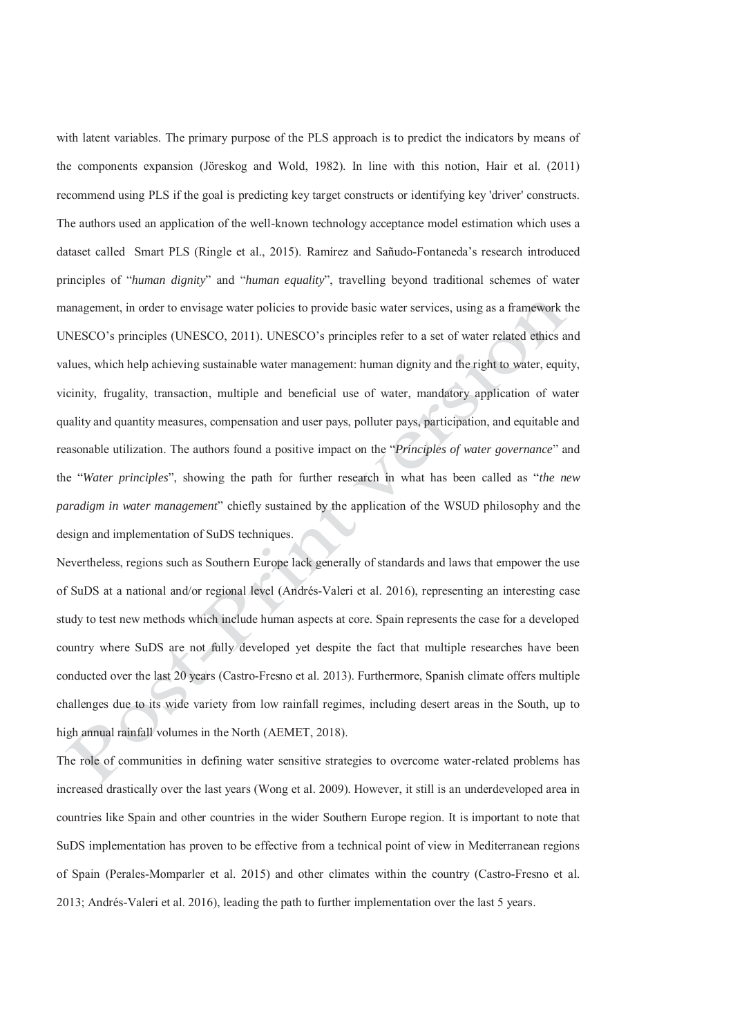with latent variables. The primary purpose of the PLS approach is to predict the indicators by means of the components expansion (Jöreskog and Wold, 1982). In line with this notion, Hair et al. (2011) recommend using PLS if the goal is predicting key target constructs or identifying key 'driver' constructs. The authors used an application of the well-known technology acceptance model estimation which uses a dataset called Smart PLS (Ringle et al., 2015). Ramírez and Sañudo-Fontaneda's research introduced principles of "*human dignity*" and "*human equality*", travelling beyond traditional schemes of water management, in order to envisage water policies to provide basic water services, using as a framework the UNESCO's principles (UNESCO, 2011). UNESCO's principles refer to a set of water related ethics and values, which help achieving sustainable water management: human dignity and the right to water, equity, vicinity, frugality, transaction, multiple and beneficial use of water, mandatory application of water quality and quantity measures, compensation and user pays, polluter pays, participation, and equitable and reasonable utilization. The authors found a positive impact on the "*Principles of water governance*" and the "*Water principles*", showing the path for further research in what has been called as "*the new paradigm in water management*" chiefly sustained by the application of the WSUD philosophy and the design and implementation of SuDS techniques.

Nevertheless, regions such as Southern Europe lack generally of standards and laws that empower the use of SuDS at a national and/or regional level (Andrés-Valeri et al. 2016), representing an interesting case study to test new methods which include human aspects at core. Spain represents the case for a developed country where SuDS are not fully developed yet despite the fact that multiple researches have been conducted over the last 20 years (Castro-Fresno et al. 2013). Furthermore, Spanish climate offers multiple challenges due to its wide variety from low rainfall regimes, including desert areas in the South, up to high annual rainfall volumes in the North (AEMET, 2018).

The role of communities in defining water sensitive strategies to overcome water-related problems has increased drastically over the last years (Wong et al. 2009). However, it still is an underdeveloped area in countries like Spain and other countries in the wider Southern Europe region. It is important to note that SuDS implementation has proven to be effective from a technical point of view in Mediterranean regions of Spain (Perales-Momparler et al. 2015) and other climates within the country (Castro-Fresno et al. 2013; Andrés-Valeri et al. 2016), leading the path to further implementation over the last 5 years.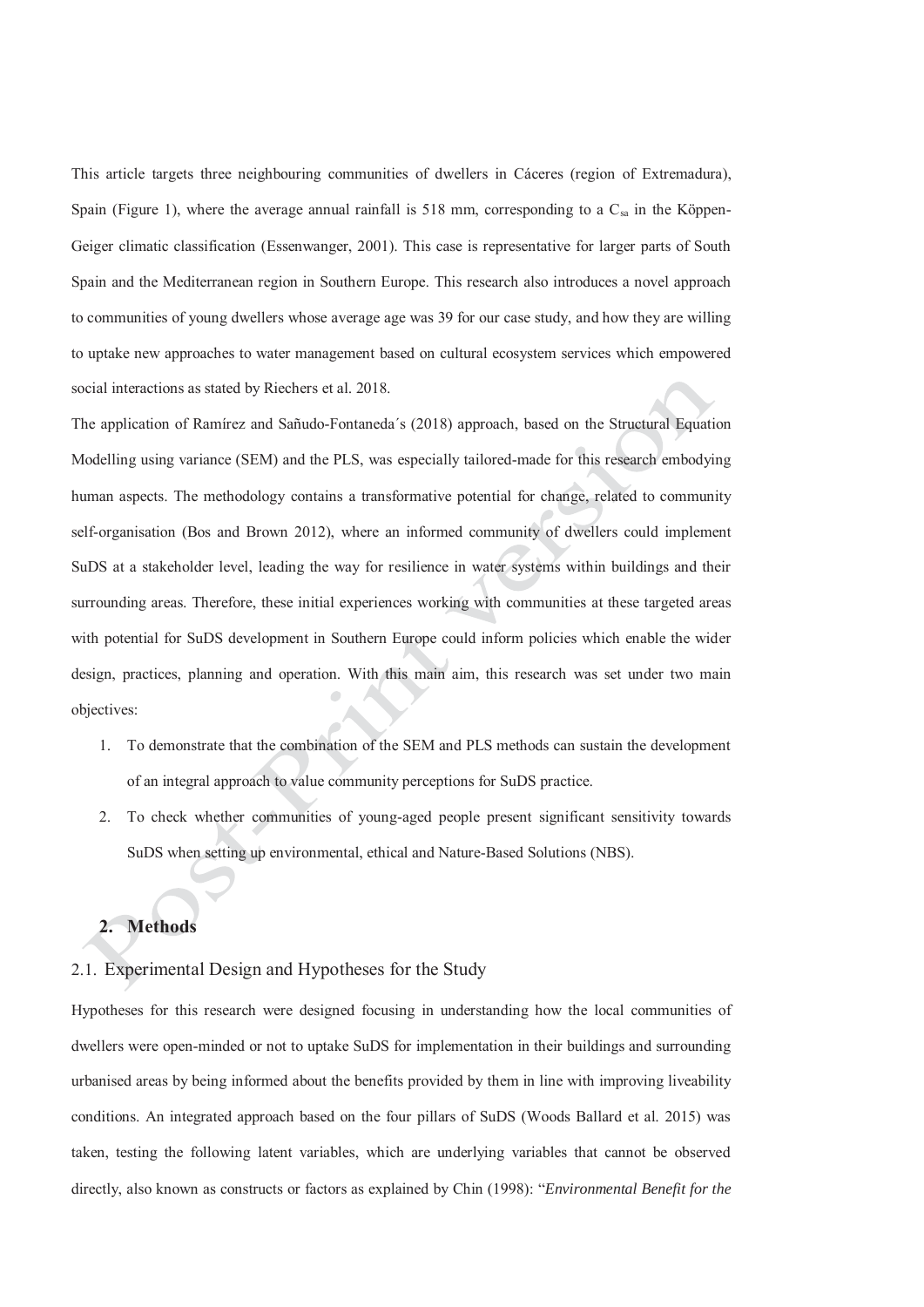This article targets three neighbouring communities of dwellers in Cáceres (region of Extremadura), Spain (Figure 1), where the average annual rainfall is 518 mm, corresponding to a $C_{sa}$ in the Köppen-Geiger climatic classification (Essenwanger, 2001). This case is representative for larger parts of South Spain and the Mediterranean region in Southern Europe. This research also introduces a novel approach to communities of young dwellers whose average age was 39 for our case study, and how they are willing to uptake new approaches to water management based on cultural ecosystem services which empowered social interactions as stated by Riechers et al. 2018.

The application of Ramírez and Sañudo-Fontaneda´s (2018) approach, based on the Structural Equation Modelling using variance (SEM) and the PLS, was especially tailored-made for this research embodying human aspects. The methodology contains a transformative potential for change, related to community self-organisation (Bos and Brown 2012), where an informed community of dwellers could implement SuDS at a stakeholder level, leading the way for resilience in water systems within buildings and their surrounding areas. Therefore, these initial experiences working with communities at these targeted areas with potential for SuDS development in Southern Europe could inform policies which enable the wider design, practices, planning and operation. With this main aim, this research was set under two main objectives:

1. To demonstrate that the combination of the SEM and PLS methods can sustain the development of an integral approach to value community perceptions for SuDS practice.
2. To check whether communities of young-aged people present significant sensitivity towards SuDS when setting up environmental, ethical and Nature-Based Solutions (NBS).

## 2. Methods

### 2.1. Experimental Design and Hypotheses for the Study

Hypotheses for this research were designed focusing in understanding how the local communities of dwellers were open-minded or not to uptake SuDS for implementation in their buildings and surrounding urbanised areas by being informed about the benefits provided by them in line with improving liveability conditions. An integrated approach based on the four pillars of SuDS (Woods Ballard et al. 2015) was taken, testing the following latent variables, which are underlying variables that cannot be observed directly, also known as constructs or factors as explained by Chin (1998): "*Environmental Benefit for the*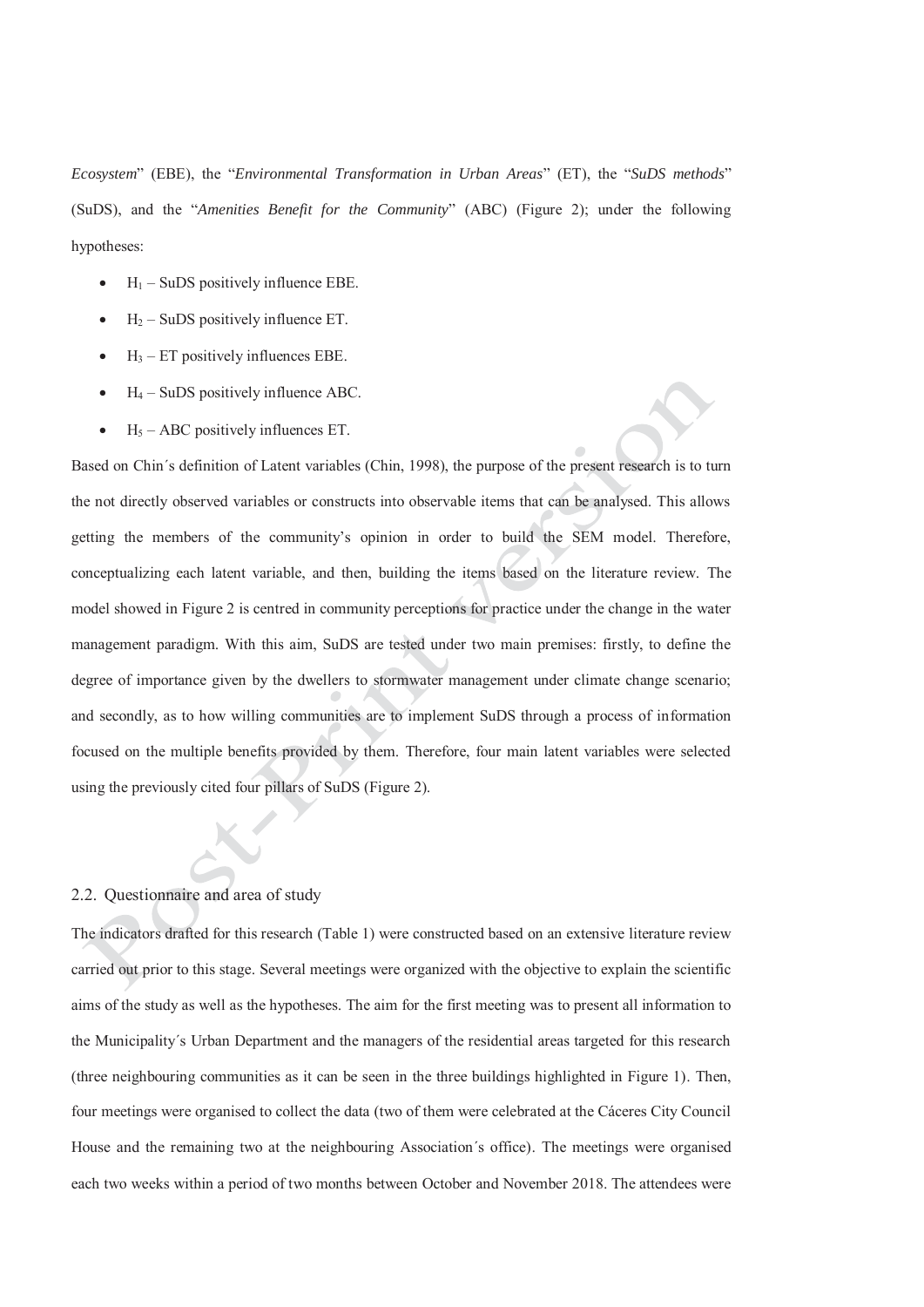*Ecosystem*" (EBE), the "*Environmental Transformation in Urban Areas*" (ET), the "*SuDS methods*" (SuDS), and the "*Amenities Benefit for the Community*" (ABC) (Figure 2); under the following hypotheses:

- $H_1$ – SuDS positively influence EBE.
- $H_2$ – SuDS positively influence ET.
- $H_3$ – ET positively influences EBE.
- $H_4$ – SuDS positively influence ABC.
- $H_5$ – ABC positively influences ET.

Based on Chin´s definition of Latent variables (Chin, 1998), the purpose of the present research is to turn the not directly observed variables or constructs into observable items that can be analysed. This allows getting the members of the community's opinion in order to build the SEM model. Therefore, conceptualizing each latent variable, and then, building the items based on the literature review. The model showed in Figure 2 is centred in community perceptions for practice under the change in the water management paradigm. With this aim, SuDS are tested under two main premises: firstly, to define the degree of importance given by the dwellers to stormwater management under climate change scenario; and secondly, as to how willing communities are to implement SuDS through a process of information focused on the multiple benefits provided by them. Therefore, four main latent variables were selected using the previously cited four pillars of SuDS (Figure 2).

## 2.2. Questionnaire and area of study

The indicators drafted for this research (Table 1) were constructed based on an extensive literature review carried out prior to this stage. Several meetings were organized with the objective to explain the scientific aims of the study as well as the hypotheses. The aim for the first meeting was to present all information to the Municipality´s Urban Department and the managers of the residential areas targeted for this research (three neighbouring communities as it can be seen in the three buildings highlighted in Figure 1). Then, four meetings were organised to collect the data (two of them were celebrated at the Cáceres City Council House and the remaining two at the neighbouring Association´s office). The meetings were organised each two weeks within a period of two months between October and November 2018. The attendees were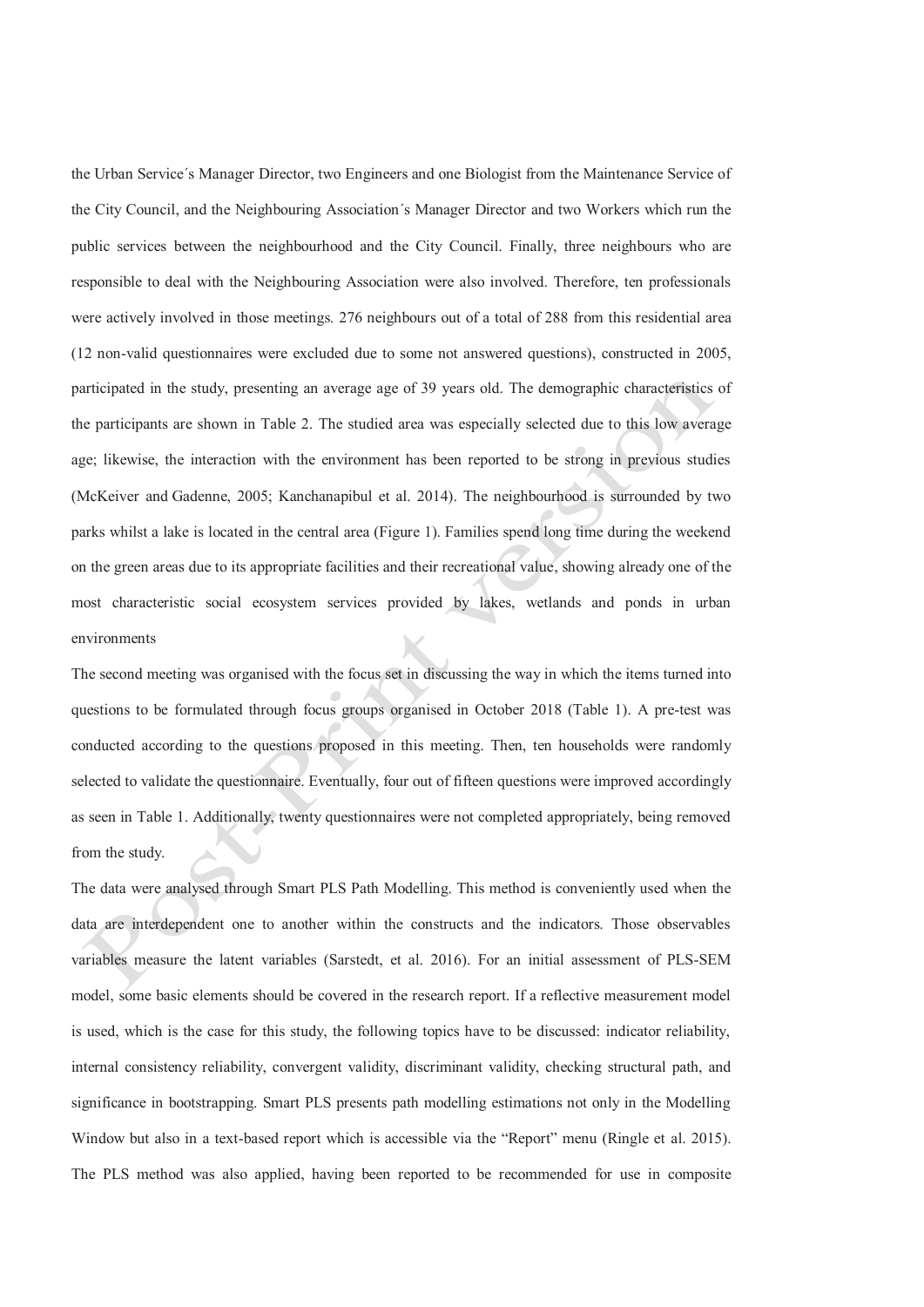the Urban Service´s Manager Director, two Engineers and one Biologist from the Maintenance Service of the City Council, and the Neighbouring Association´s Manager Director and two Workers which run the public services between the neighbourhood and the City Council. Finally, three neighbours who are responsible to deal with the Neighbouring Association were also involved. Therefore, ten professionals were actively involved in those meetings. 276 neighbours out of a total of 288 from this residential area (12 non-valid questionnaires were excluded due to some not answered questions), constructed in 2005, participated in the study, presenting an average age of 39 years old. The demographic characteristics of the participants are shown in Table 2. The studied area was especially selected due to this low average age; likewise, the interaction with the environment has been reported to be strong in previous studies (McKeiver and Gadenne, 2005; Kanchanapibul et al. 2014). The neighbourhood is surrounded by two parks whilst a lake is located in the central area (Figure 1). Families spend long time during the weekend on the green areas due to its appropriate facilities and their recreational value, showing already one of the most characteristic social ecosystem services provided by lakes, wetlands and ponds in urban environments

The second meeting was organised with the focus set in discussing the way in which the items turned into questions to be formulated through focus groups organised in October 2018 (Table 1). A pre-test was conducted according to the questions proposed in this meeting. Then, ten households were randomly selected to validate the questionnaire. Eventually, four out of fifteen questions were improved accordingly as seen in Table 1. Additionally, twenty questionnaires were not completed appropriately, being removed from the study.

The data were analysed through Smart PLS Path Modelling. This method is conveniently used when the data are interdependent one to another within the constructs and the indicators. Those observables variables measure the latent variables (Sarstedt, et al. 2016). For an initial assessment of PLS-SEM model, some basic elements should be covered in the research report. If a reflective measurement model is used, which is the case for this study, the following topics have to be discussed: indicator reliability, internal consistency reliability, convergent validity, discriminant validity, checking structural path, and significance in bootstrapping. Smart PLS presents path modelling estimations not only in the Modelling Window but also in a text-based report which is accessible via the "Report" menu (Ringle et al. 2015). The PLS method was also applied, having been reported to be recommended for use in composite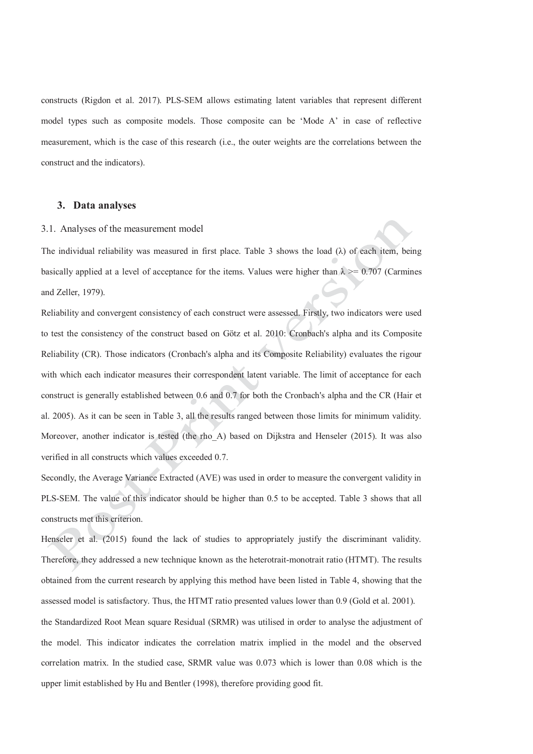constructs (Rigdon et al. 2017). PLS-SEM allows estimating latent variables that represent different model types such as composite models. Those composite can be 'Mode A' in case of reflective measurement, which is the case of this research (i.e., the outer weights are the correlations between the construct and the indicators).

## 3. Data analyses

### 3.1. Analyses of the measurement model

The individual reliability was measured in first place. Table 3 shows the load (λ) of each item, being basically applied at a level of acceptance for the items. Values were higher than $\lambda >= 0.707$ (Carmines and Zeller, 1979).

Reliability and convergent consistency of each construct were assessed. Firstly, two indicators were used to test the consistency of the construct based on Götz et al. 2010: Cronbach's alpha and its Composite Reliability (CR). Those indicators (Cronbach's alpha and its Composite Reliability) evaluates the rigour with which each indicator measures their correspondent latent variable. The limit of acceptance for each construct is generally established between 0.6 and 0.7 for both the Cronbach's alpha and the CR (Hair et al. 2005). As it can be seen in Table 3, all the results ranged between those limits for minimum validity. Moreover, another indicator is tested (the rho_A) based on Dijkstra and Henseler (2015). It was also verified in all constructs which values exceeded 0.7.

Secondly, the Average Variance Extracted (AVE) was used in order to measure the convergent validity in PLS-SEM. The value of this indicator should be higher than 0.5 to be accepted. Table 3 shows that all constructs met this criterion.

Henseler et al. (2015) found the lack of studies to appropriately justify the discriminant validity. Therefore, they addressed a new technique known as the heterotrait-monotrait ratio (HTMT). The results obtained from the current research by applying this method have been listed in Table 4, showing that the assessed model is satisfactory. Thus, the HTMT ratio presented values lower than 0.9 (Gold et al. 2001).

the Standardized Root Mean square Residual (SRMR) was utilised in order to analyse the adjustment of the model. This indicator indicates the correlation matrix implied in the model and the observed correlation matrix. In the studied case, SRMR value was 0.073 which is lower than 0.08 which is the upper limit established by Hu and Bentler (1998), therefore providing good fit.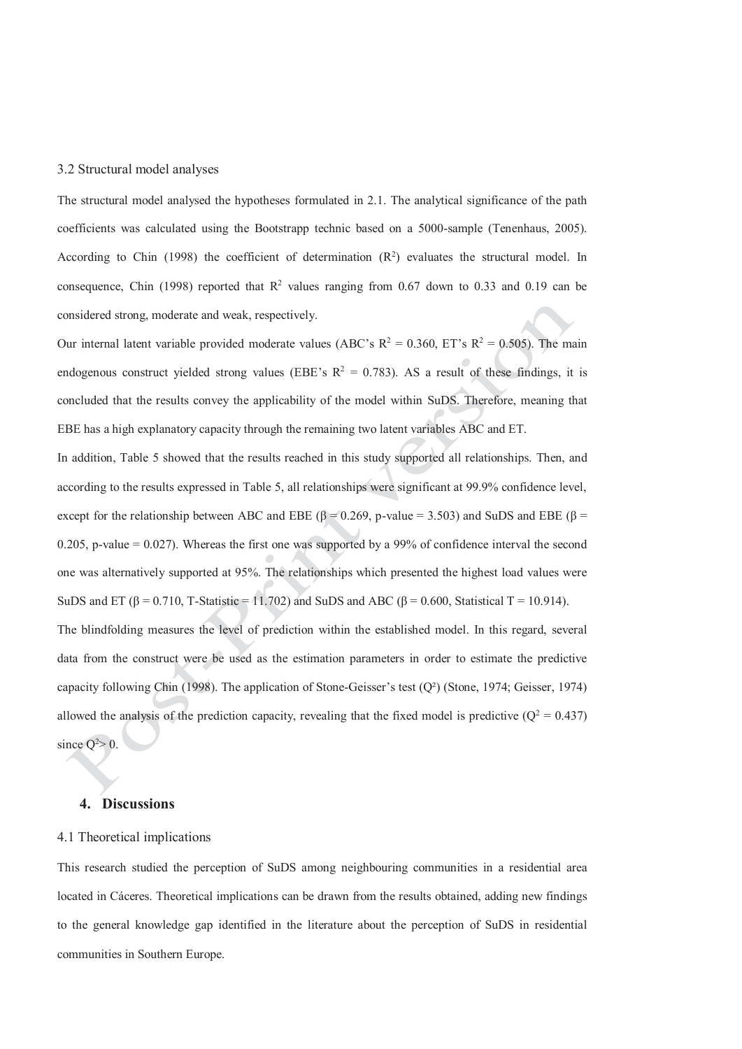### 3.2 Structural model analyses

The structural model analysed the hypotheses formulated in 2.1. The analytical significance of the path coefficients was calculated using the Bootstrapp technic based on a 5000-sample (Tenenhaus, 2005). According to Chin (1998) the coefficient of determination ($R^2$) evaluates the structural model. In consequence, Chin (1998) reported that $R^2$ values ranging from 0.67 down to 0.33 and 0.19 can be considered strong, moderate and weak, respectively.

Our internal latent variable provided moderate values (ABC's $R^2$ = 0.360, ET's $R^2$ = 0.505). The main endogenous construct yielded strong values (EBE's $R^2$ = 0.783). AS a result of these findings, it is concluded that the results convey the applicability of the model within SuDS. Therefore, meaning that EBE has a high explanatory capacity through the remaining two latent variables ABC and ET.

In addition, Table 5 showed that the results reached in this study supported all relationships. Then, and according to the results expressed in Table 5, all relationships were significant at 99.9% confidence level, except for the relationship between ABC and EBE (β = 0.269, p-value = 3.503) and SuDS and EBE (β = 0.205, p-value = 0.027). Whereas the first one was supported by a 99% of confidence interval the second one was alternatively supported at 95%. The relationships which presented the highest load values were SuDS and ET (β = 0.710, T-Statistic = 11.702) and SuDS and ABC (β = 0.600, Statistical T = 10.914).

The blindfolding measures the level of prediction within the established model. In this regard, several data from the construct were be used as the estimation parameters in order to estimate the predictive capacity following Chin (1998). The application of Stone-Geisser's test ($Q^2$) (Stone, 1974; Geisser, 1974) allowed the analysis of the prediction capacity, revealing that the fixed model is predictive ($Q^2$ = 0.437) since $Q^2 > 0$.

## 4. Discussions

### 4.1 Theoretical implications

This research studied the perception of SuDS among neighbouring communities in a residential area located in Cáceres. Theoretical implications can be drawn from the results obtained, adding new findings to the general knowledge gap identified in the literature about the perception of SuDS in residential communities in Southern Europe.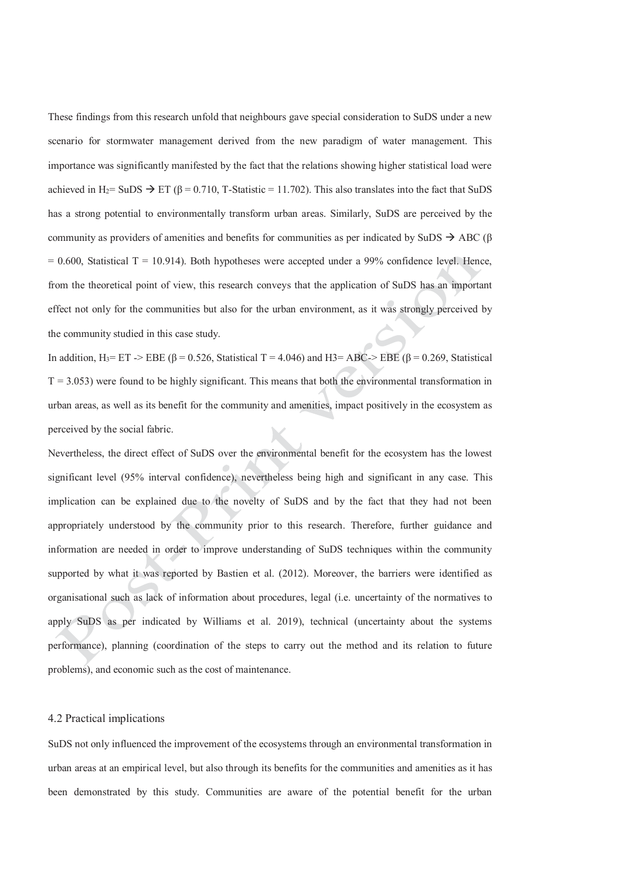These findings from this research unfold that neighbours gave special consideration to SuDS under a new scenario for stormwater management derived from the new paradigm of water management. This importance was significantly manifested by the fact that the relations showing higher statistical load were achieved in $H_2$= SuDS → ET (β = 0.710, T-Statistic = 11.702). This also translates into the fact that SuDS has a strong potential to environmentally transform urban areas. Similarly, SuDS are perceived by the community as providers of amenities and benefits for communities as per indicated by SuDS → ABC (β = 0.600, Statistical T = 10.914). Both hypotheses were accepted under a 99% confidence level. Hence, from the theoretical point of view, this research conveys that the application of SuDS has an important effect not only for the communities but also for the urban environment, as it was strongly perceived by the community studied in this case study.

In addition, $H_3$= ET -> EBE (β = 0.526, Statistical T = 4.046) and H3= ABC-> EBE (β = 0.269, Statistical T = 3.053) were found to be highly significant. This means that both the environmental transformation in urban areas, as well as its benefit for the community and amenities, impact positively in the ecosystem as perceived by the social fabric.

Nevertheless, the direct effect of SuDS over the environmental benefit for the ecosystem has the lowest significant level (95% interval confidence), nevertheless being high and significant in any case. This implication can be explained due to the novelty of SuDS and by the fact that they had not been appropriately understood by the community prior to this research. Therefore, further guidance and information are needed in order to improve understanding of SuDS techniques within the community supported by what it was reported by Bastien et al. (2012). Moreover, the barriers were identified as organisational such as lack of information about procedures, legal (i.e. uncertainty of the normatives to apply SuDS as per indicated by Williams et al. 2019), technical (uncertainty about the systems performance), planning (coordination of the steps to carry out the method and its relation to future problems), and economic such as the cost of maintenance.

### 4.2 Practical implications

SuDS not only influenced the improvement of the ecosystems through an environmental transformation in urban areas at an empirical level, but also through its benefits for the communities and amenities as it has been demonstrated by this study. Communities are aware of the potential benefit for the urban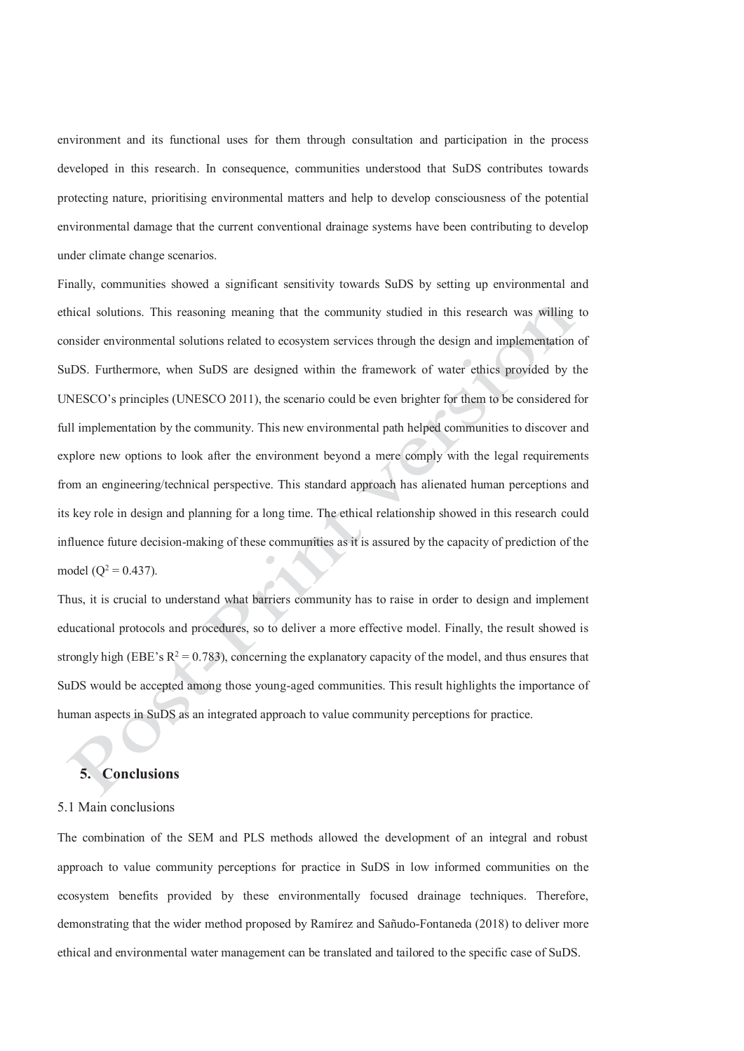environment and its functional uses for them through consultation and participation in the process developed in this research. In consequence, communities understood that SuDS contributes towards protecting nature, prioritising environmental matters and help to develop consciousness of the potential environmental damage that the current conventional drainage systems have been contributing to develop under climate change scenarios.

Finally, communities showed a significant sensitivity towards SuDS by setting up environmental and ethical solutions. This reasoning meaning that the community studied in this research was willing to consider environmental solutions related to ecosystem services through the design and implementation of SuDS. Furthermore, when SuDS are designed within the framework of water ethics provided by the UNESCO's principles (UNESCO 2011), the scenario could be even brighter for them to be considered for full implementation by the community. This new environmental path helped communities to discover and explore new options to look after the environment beyond a mere comply with the legal requirements from an engineering/technical perspective. This standard approach has alienated human perceptions and its key role in design and planning for a long time. The ethical relationship showed in this research could influence future decision-making of these communities as it is assured by the capacity of prediction of the model ($Q^2 = 0.437$).

Thus, it is crucial to understand what barriers community has to raise in order to design and implement educational protocols and procedures, so to deliver a more effective model. Finally, the result showed is strongly high (EBE's $R^2 = 0.783$), concerning the explanatory capacity of the model, and thus ensures that SuDS would be accepted among those young-aged communities. This result highlights the importance of human aspects in SuDS as an integrated approach to value community perceptions for practice.

# 5. Conclusions

## 5.1 Main conclusions

The combination of the SEM and PLS methods allowed the development of an integral and robust approach to value community perceptions for practice in SuDS in low informed communities on the ecosystem benefits provided by these environmentally focused drainage techniques. Therefore, demonstrating that the wider method proposed by Ramírez and Sañudo-Fontaneda (2018) to deliver more ethical and environmental water management can be translated and tailored to the specific case of SuDS.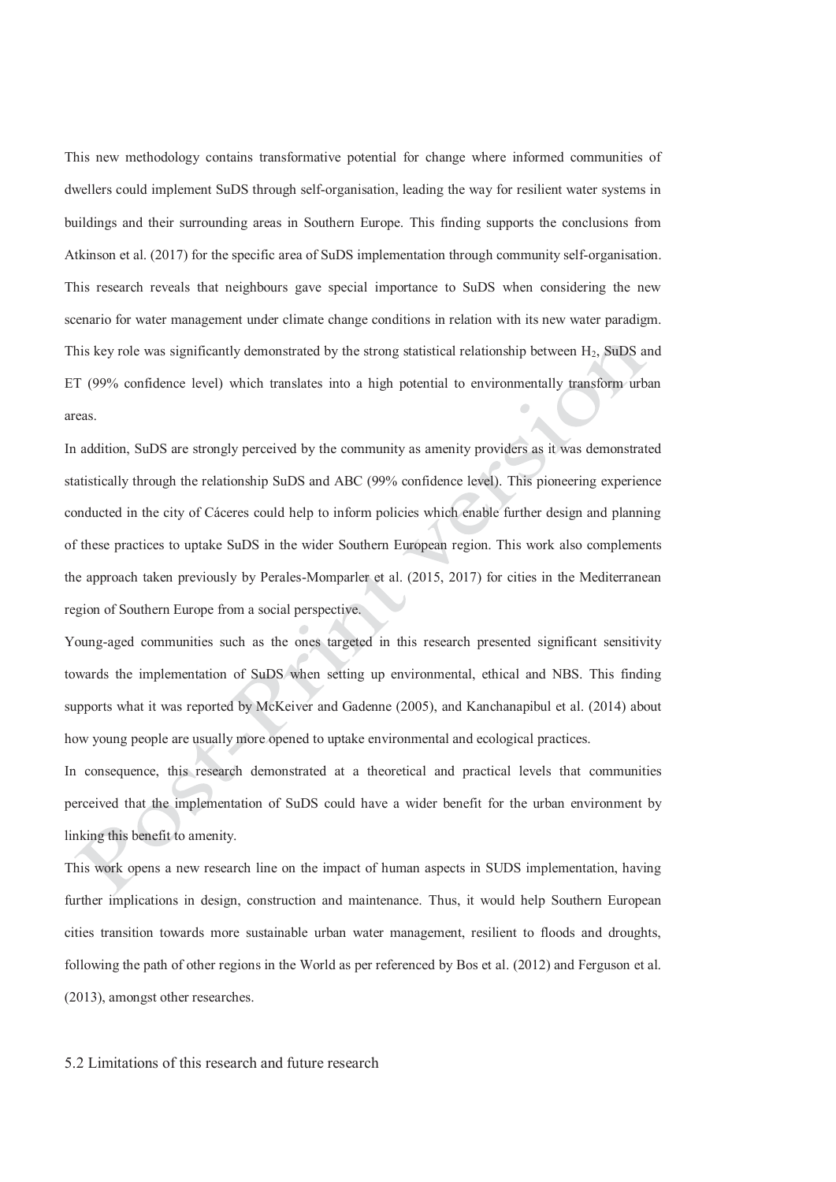This new methodology contains transformative potential for change where informed communities of dwellers could implement SuDS through self-organisation, leading the way for resilient water systems in buildings and their surrounding areas in Southern Europe. This finding supports the conclusions from Atkinson et al. (2017) for the specific area of SuDS implementation through community self-organisation. This research reveals that neighbours gave special importance to SuDS when considering the new scenario for water management under climate change conditions in relation with its new water paradigm. This key role was significantly demonstrated by the strong statistical relationship between $H_2$, SuDS and ET (99% confidence level) which translates into a high potential to environmentally transform urban areas.

In addition, SuDS are strongly perceived by the community as amenity providers as it was demonstrated statistically through the relationship SuDS and ABC (99% confidence level). This pioneering experience conducted in the city of Cáceres could help to inform policies which enable further design and planning of these practices to uptake SuDS in the wider Southern European region. This work also complements the approach taken previously by Perales-Momparler et al. (2015, 2017) for cities in the Mediterranean region of Southern Europe from a social perspective.

Young-aged communities such as the ones targeted in this research presented significant sensitivity towards the implementation of SuDS when setting up environmental, ethical and NBS. This finding supports what it was reported by McKeiver and Gadenne (2005), and Kanchanapibul et al. (2014) about how young people are usually more opened to uptake environmental and ecological practices.

In consequence, this research demonstrated at a theoretical and practical levels that communities perceived that the implementation of SuDS could have a wider benefit for the urban environment by linking this benefit to amenity.

This work opens a new research line on the impact of human aspects in SUDS implementation, having further implications in design, construction and maintenance. Thus, it would help Southern European cities transition towards more sustainable urban water management, resilient to floods and droughts, following the path of other regions in the World as per referenced by Bos et al. (2012) and Ferguson et al. (2013), amongst other researches.

## 5.2 Limitations of this research and future research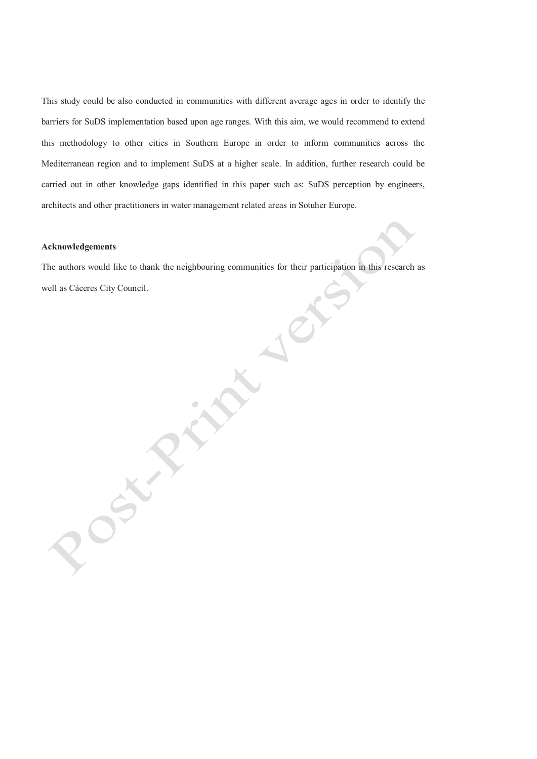This study could be also conducted in communities with different average ages in order to identify the barriers for SuDS implementation based upon age ranges. With this aim, we would recommend to extend this methodology to other cities in Southern Europe in order to inform communities across the Mediterranean region and to implement SuDS at a higher scale. In addition, further research could be carried out in other knowledge gaps identified in this paper such as: SuDS perception by engineers, architects and other practitioners in water management related areas in Sotuher Europe.

**Acknowledgements**

The authors would like to thank the neighbouring communities for their participation in this research as well as Cáceres City Council.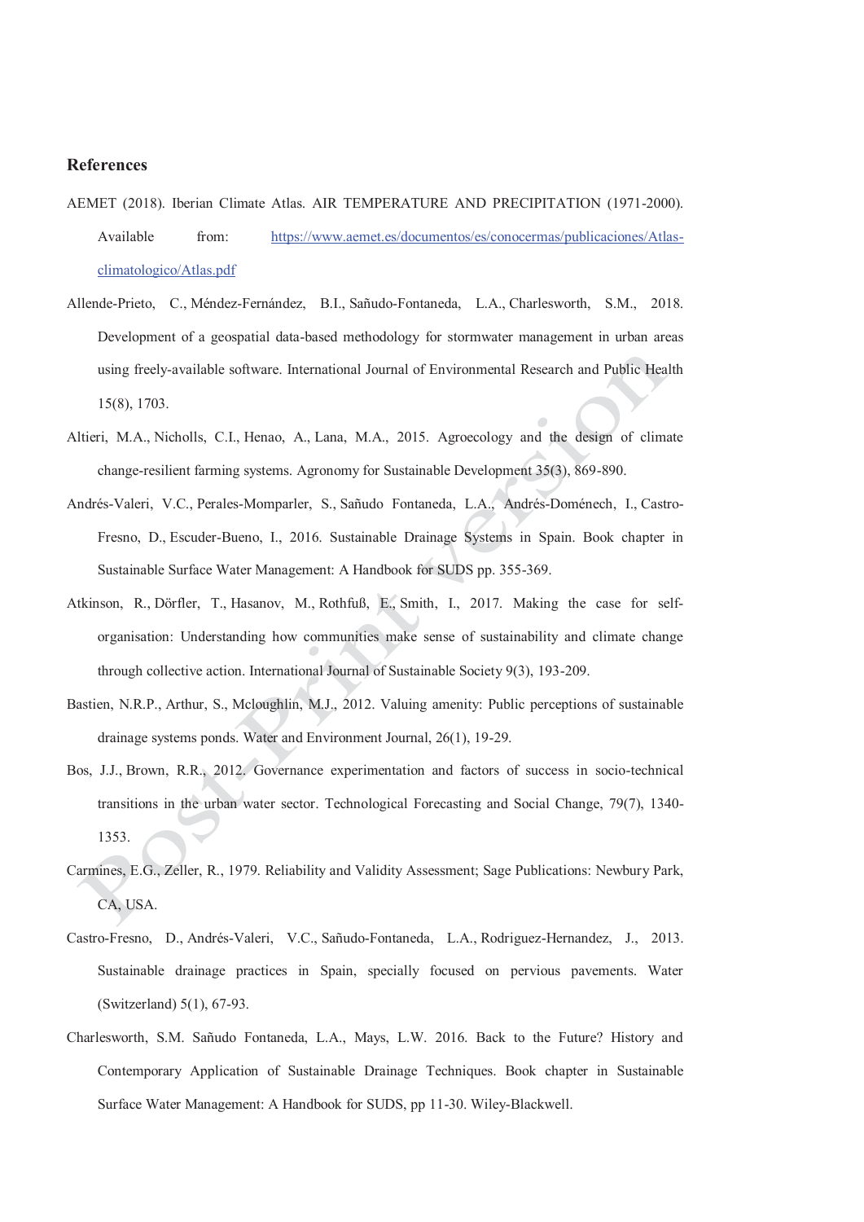## References

AEMET (2018). Iberian Climate Atlas. AIR TEMPERATURE AND PRECIPITATION (1971-2000). Available from: https://www.aemet.es/documentos/es/conocermas/publicaciones/Atlas-climatologico/Atlas.pdf

Allende-Prieto, C., Méndez-Fernández, B.I., Sañudo-Fontaneda, L.A., Charlesworth, S.M., 2018. Development of a geospatial data-based methodology for stormwater management in urban areas using freely-available software. International Journal of Environmental Research and Public Health 15(8), 1703.

Altieri, M.A., Nicholls, C.I., Henao, A., Lana, M.A., 2015. Agroecology and the design of climate change-resilient farming systems. Agronomy for Sustainable Development 35(3), 869-890.

Andrés-Valeri, V.C., Perales-Momparler, S., Sañudo Fontaneda, L.A., Andrés-Doménech, I., Castro-Fresno, D., Escuder-Bueno, I., 2016. Sustainable Drainage Systems in Spain. Book chapter in Sustainable Surface Water Management: A Handbook for SUDS pp. 355-369.

Atkinson, R., Dörfler, T., Hasanov, M., Rothfuß, E., Smith, I., 2017. Making the case for self-organisation: Understanding how communities make sense of sustainability and climate change through collective action. International Journal of Sustainable Society 9(3), 193-209.

Bastien, N.R.P., Arthur, S., Mcloughlin, M.J., 2012. Valuing amenity: Public perceptions of sustainable drainage systems ponds. Water and Environment Journal, 26(1), 19-29.

Bos, J.J., Brown, R.R., 2012. Governance experimentation and factors of success in socio-technical transitions in the urban water sector. Technological Forecasting and Social Change, 79(7), 1340-1353.

Carmines, E.G., Zeller, R., 1979. Reliability and Validity Assessment; Sage Publications: Newbury Park, CA, USA.

Castro-Fresno, D., Andrés-Valeri, V.C., Sañudo-Fontaneda, L.A., Rodriguez-Hernandez, J., 2013. Sustainable drainage practices in Spain, specially focused on pervious pavements. Water (Switzerland) 5(1), 67-93.

Charlesworth, S.M. Sañudo Fontaneda, L.A., Mays, L.W. 2016. Back to the Future? History and Contemporary Application of Sustainable Drainage Techniques. Book chapter in Sustainable Surface Water Management: A Handbook for SUDS, pp 11-30. Wiley-Blackwell.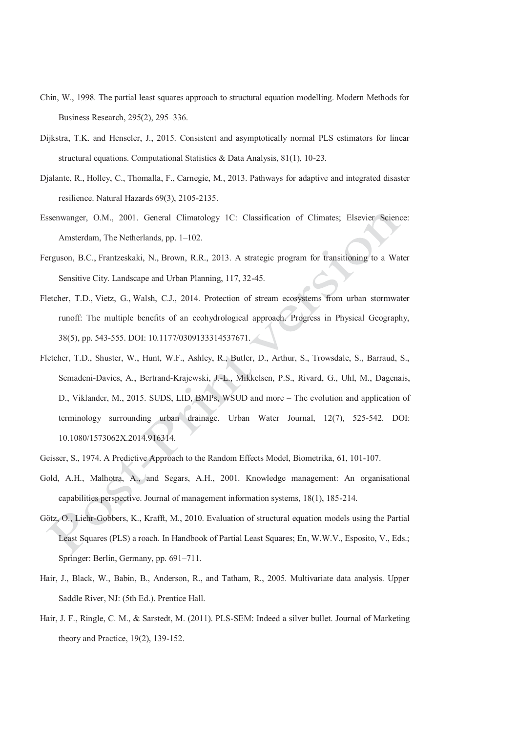Chin, W., 1998. The partial least squares approach to structural equation modelling. Modern Methods for Business Research, 295(2), 295–336.

Dijkstra, T.K. and Henseler, J., 2015. Consistent and asymptotically normal PLS estimators for linear structural equations. Computational Statistics & Data Analysis, 81(1), 10-23.

Djalante, R., Holley, C., Thomalla, F., Carnegie, M., 2013. Pathways for adaptive and integrated disaster resilience. Natural Hazards 69(3), 2105-2135.

Essenwanger, O.M., 2001. General Climatology 1C: Classification of Climates; Elsevier Science: Amsterdam, The Netherlands, pp. 1–102.

Ferguson, B.C., Frantzeskaki, N., Brown, R.R., 2013. A strategic program for transitioning to a Water Sensitive City. Landscape and Urban Planning, 117, 32-45.

Fletcher, T.D., Vietz, G., Walsh, C.J., 2014. Protection of stream ecosystems from urban stormwater runoff: The multiple benefits of an ecohydrological approach. Progress in Physical Geography, 38(5), pp. 543-555. DOI: 10.1177/0309133314537671.

Fletcher, T.D., Shuster, W., Hunt, W.F., Ashley, R., Butler, D., Arthur, S., Trowsdale, S., Barraud, S., Semadeni-Davies, A., Bertrand-Krajewski, J.-L., Mikkelsen, P.S., Rivard, G., Uhl, M., Dagenais, D., Viklander, M., 2015. SUDS, LID, BMPs, WSUD and more – The evolution and application of terminology surrounding urban drainage. Urban Water Journal, 12(7), 525-542. DOI: 10.1080/1573062X.2014.916314.

Geisser, S., 1974. A Predictive Approach to the Random Effects Model, Biometrika, 61, 101-107.

Gold, A.H., Malhotra, A., and Segars, A.H., 2001. Knowledge management: An organisational capabilities perspective. Journal of management information systems, 18(1), 185-214.

Götz, O., Liehr-Gobbers, K., Krafft, M., 2010. Evaluation of structural equation models using the Partial Least Squares (PLS) a roach. In Handbook of Partial Least Squares; En, W.W.V., Esposito, V., Eds.; Springer: Berlin, Germany, pp. 691–711.

Hair, J., Black, W., Babin, B., Anderson, R., and Tatham, R., 2005. Multivariate data analysis. Upper Saddle River, NJ: (5th Ed.). Prentice Hall.

Hair, J. F., Ringle, C. M., & Sarstedt, M. (2011). PLS-SEM: Indeed a silver bullet. Journal of Marketing theory and Practice, 19(2), 139-152.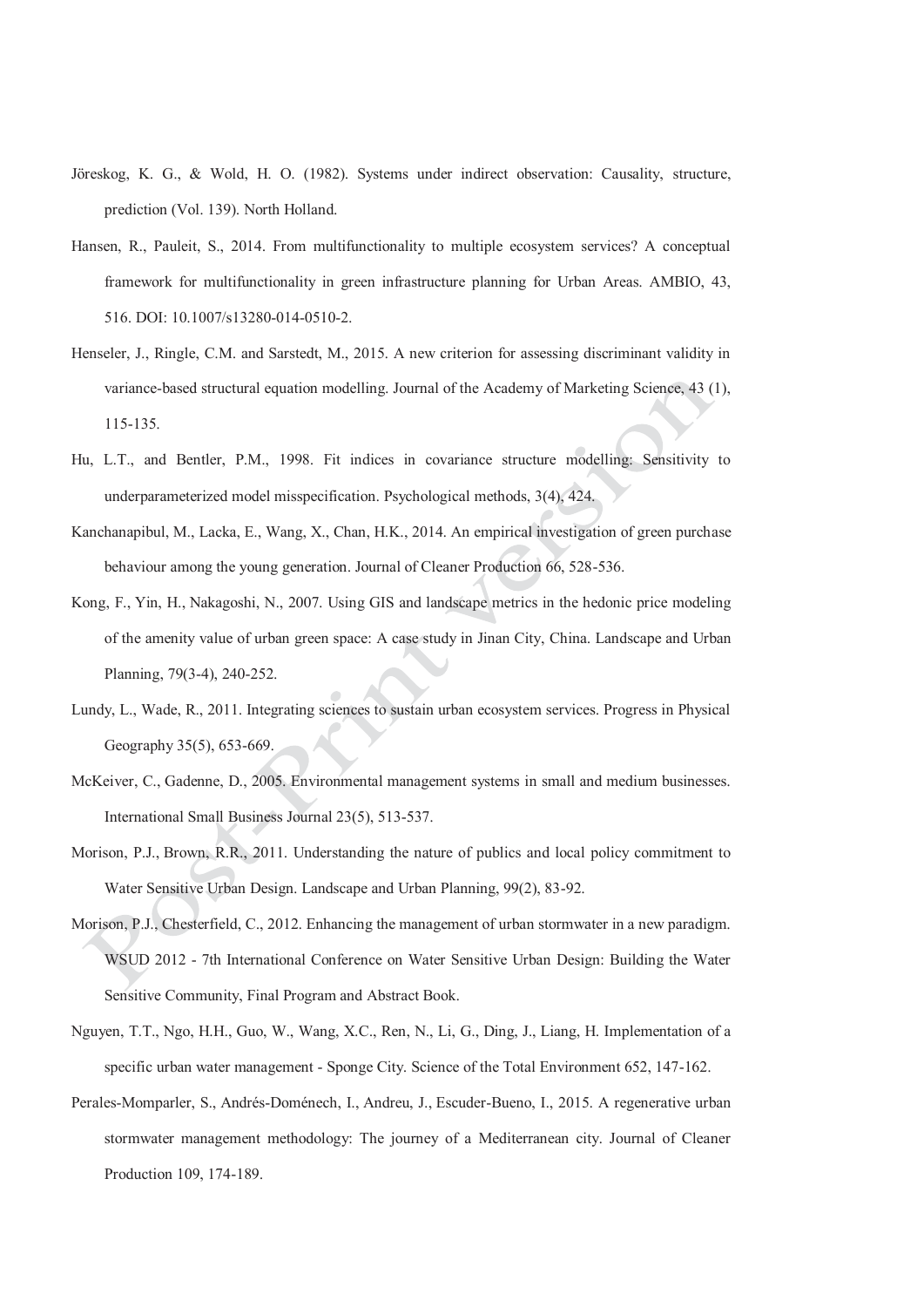Jöreskog, K. G., & Wold, H. O. (1982). Systems under indirect observation: Causality, structure, prediction (Vol. 139). North Holland.

Hansen, R., Pauleit, S., 2014. From multifunctionality to multiple ecosystem services? A conceptual framework for multifunctionality in green infrastructure planning for Urban Areas. AMBIO, 43, 516. DOI: 10.1007/s13280-014-0510-2.

Henseler, J., Ringle, C.M. and Sarstedt, M., 2015. A new criterion for assessing discriminant validity in variance-based structural equation modelling. Journal of the Academy of Marketing Science, 43 (1), 115-135.

Hu, L.T., and Bentler, P.M., 1998. Fit indices in covariance structure modelling: Sensitivity to underparameterized model misspecification. Psychological methods, 3(4), 424.

Kanchanapibul, M., Lacka, E., Wang, X., Chan, H.K., 2014. An empirical investigation of green purchase behaviour among the young generation. Journal of Cleaner Production 66, 528-536.

Kong, F., Yin, H., Nakagoshi, N., 2007. Using GIS and landscape metrics in the hedonic price modeling of the amenity value of urban green space: A case study in Jinan City, China. Landscape and Urban Planning, 79(3-4), 240-252.

Lundy, L., Wade, R., 2011. Integrating sciences to sustain urban ecosystem services. Progress in Physical Geography 35(5), 653-669.

McKeiver, C., Gadenne, D., 2005. Environmental management systems in small and medium businesses. International Small Business Journal 23(5), 513-537.

Morison, P.J., Brown, R.R., 2011. Understanding the nature of publics and local policy commitment to Water Sensitive Urban Design. Landscape and Urban Planning, 99(2), 83-92.

Morison, P.J., Chesterfield, C., 2012. Enhancing the management of urban stormwater in a new paradigm. WSUD 2012 - 7th International Conference on Water Sensitive Urban Design: Building the Water Sensitive Community, Final Program and Abstract Book.

Nguyen, T.T., Ngo, H.H., Guo, W., Wang, X.C., Ren, N., Li, G., Ding, J., Liang, H. Implementation of a specific urban water management - Sponge City. Science of the Total Environment 652, 147-162.

Perales-Momparler, S., Andrés-Doménech, I., Andreu, J., Escuder-Bueno, I., 2015. A regenerative urban stormwater management methodology: The journey of a Mediterranean city. Journal of Cleaner Production 109, 174-189.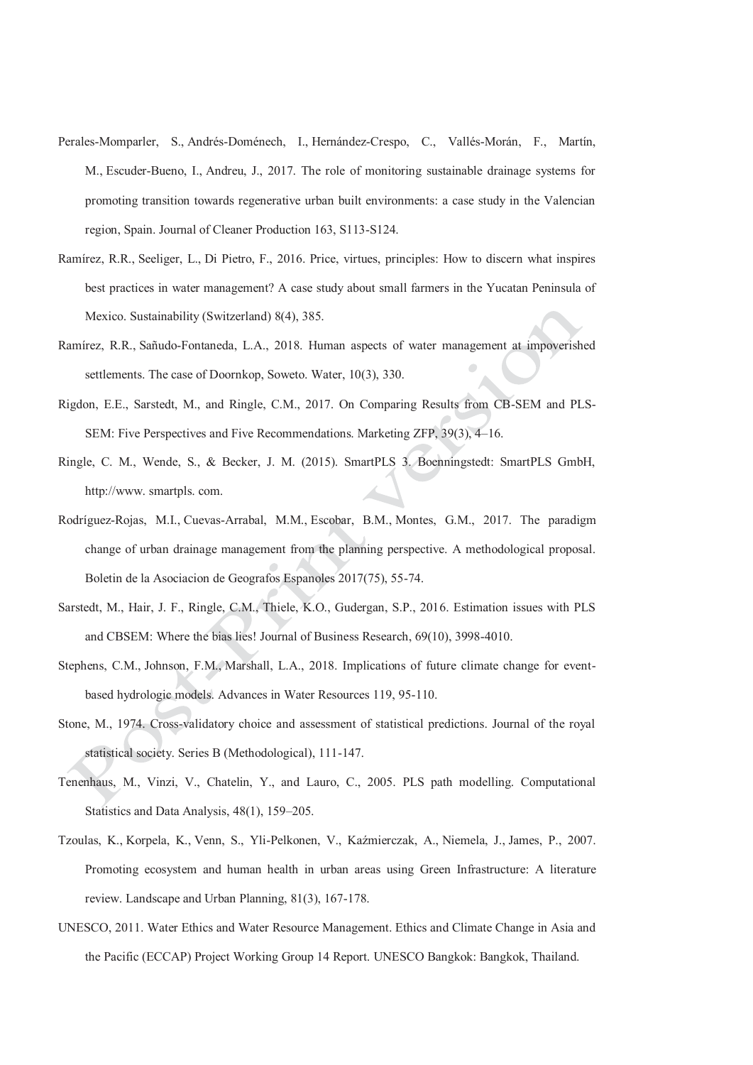Perales-Momparler, S., Andrés-Doménech, I., Hernández-Crespo, C., Vallés-Morán, F., Martín, M., Escuder-Bueno, I., Andreu, J., 2017. The role of monitoring sustainable drainage systems for promoting transition towards regenerative urban built environments: a case study in the Valencian region, Spain. Journal of Cleaner Production 163, S113-S124.

Ramírez, R.R., Seeliger, L., Di Pietro, F., 2016. Price, virtues, principles: How to discern what inspires best practices in water management? A case study about small farmers in the Yucatan Peninsula of Mexico. Sustainability (Switzerland) 8(4), 385.

Ramírez, R.R., Sañudo-Fontaneda, L.A., 2018. Human aspects of water management at impoverished settlements. The case of Doornkop, Soweto. Water, 10(3), 330.

Rigdon, E.E., Sarstedt, M., and Ringle, C.M., 2017. On Comparing Results from CB-SEM and PLS-SEM: Five Perspectives and Five Recommendations. Marketing ZFP, 39(3), 4–16.

Ringle, C. M., Wende, S., & Becker, J. M. (2015). SmartPLS 3. Boenningstedt: SmartPLS GmbH, http://www. smartpls. com.

Rodríguez-Rojas, M.I., Cuevas-Arrabal, M.M., Escobar, B.M., Montes, G.M., 2017. The paradigm change of urban drainage management from the planning perspective. A methodological proposal. Boletin de la Asociacion de Geografos Espanoles 2017(75), 55-74.

Sarstedt, M., Hair, J. F., Ringle, C.M., Thiele, K.O., Gudergan, S.P., 2016. Estimation issues with PLS and CBSEM: Where the bias lies! Journal of Business Research, 69(10), 3998-4010.

Stephens, C.M., Johnson, F.M., Marshall, L.A., 2018. Implications of future climate change for event-based hydrologic models. Advances in Water Resources 119, 95-110.

Stone, M., 1974. Cross-validatory choice and assessment of statistical predictions. Journal of the royal statistical society. Series B (Methodological), 111-147.

Tenenhaus, M., Vinzi, V., Chatelin, Y., and Lauro, C., 2005. PLS path modelling. Computational Statistics and Data Analysis, 48(1), 159–205.

Tzoulas, K., Korpela, K., Venn, S., Yli-Pelkonen, V., Kaźmierczak, A., Niemela, J., James, P., 2007. Promoting ecosystem and human health in urban areas using Green Infrastructure: A literature review. Landscape and Urban Planning, 81(3), 167-178.

UNESCO, 2011. Water Ethics and Water Resource Management. Ethics and Climate Change in Asia and the Pacific (ECCAP) Project Working Group 14 Report. UNESCO Bangkok: Bangkok, Thailand.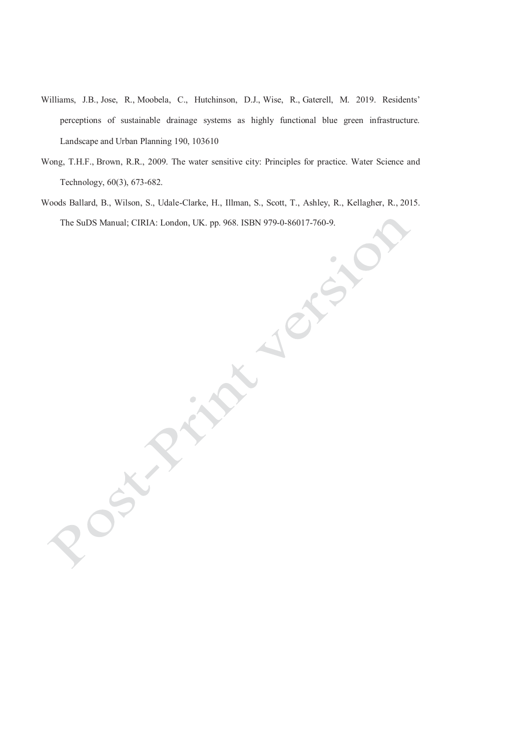Williams, J.B., Jose, R., Moobela, C., Hutchinson, D.J., Wise, R., Gaterell, M. 2019. Residents' perceptions of sustainable drainage systems as highly functional blue green infrastructure. Landscape and Urban Planning 190, 103610

Wong, T.H.F., Brown, R.R., 2009. The water sensitive city: Principles for practice. Water Science and Technology, 60(3), 673-682.

Woods Ballard, B., Wilson, S., Udale-Clarke, H., Illman, S., Scott, T., Ashley, R., Kellagher, R., 2015. The SuDS Manual; CIRIA: London, UK. pp. 968. ISBN 979-0-86017-760-9.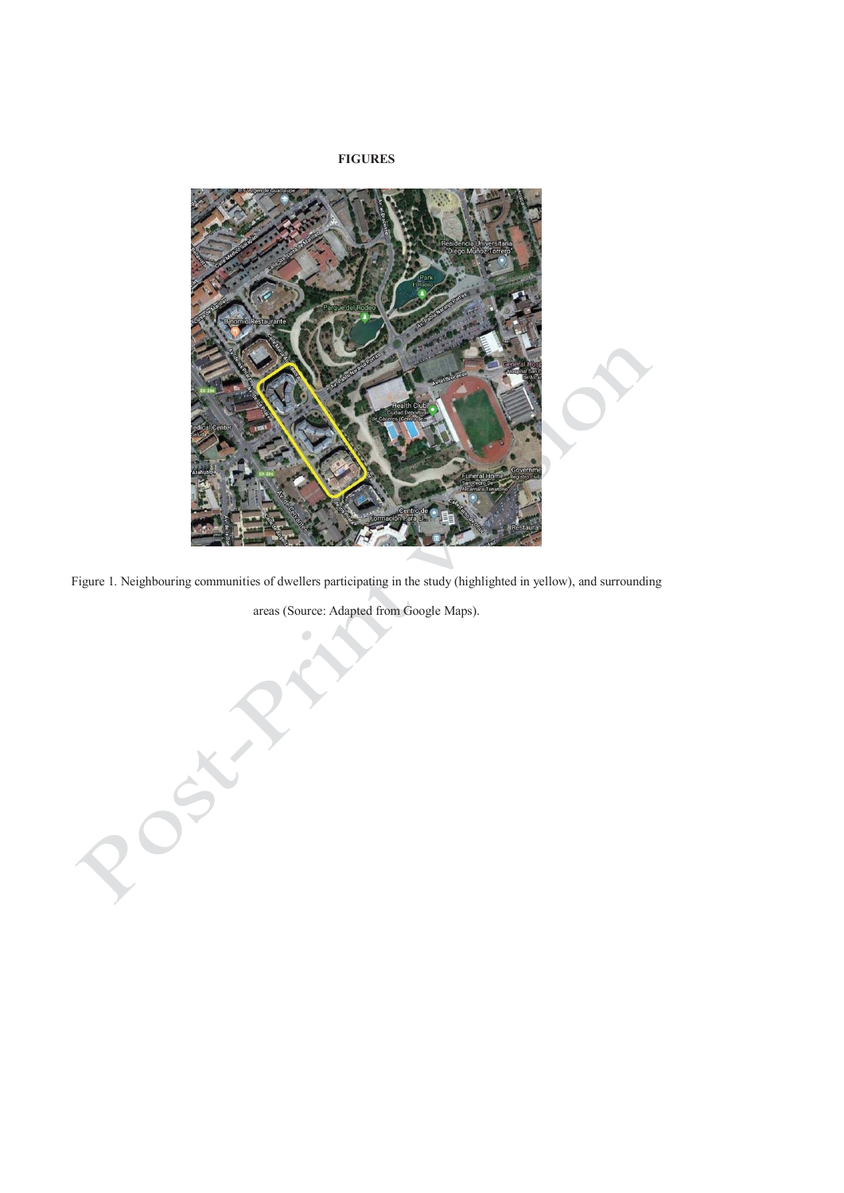**FIGURES**

Figure 1. Neighbouring communities of dwellers participating in the study (highlighted in yellow), and surrounding areas (Source: Adapted from Google Maps).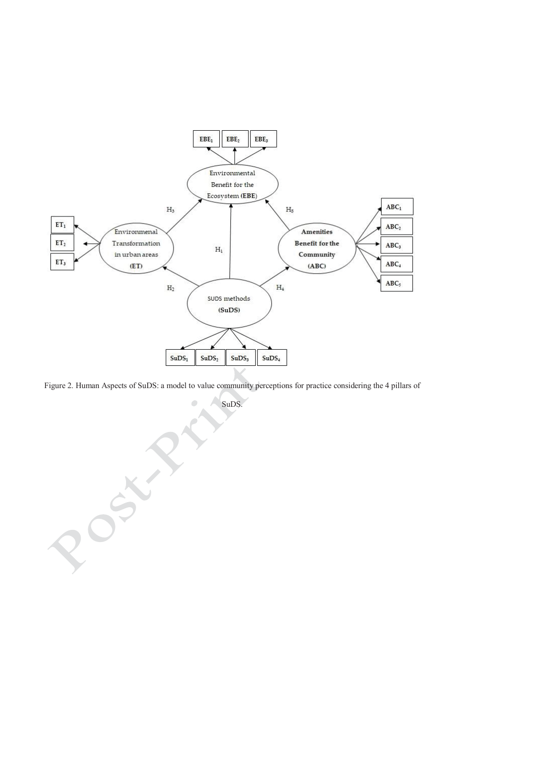Figure 2. Human Aspects of SuDS: a model to value community perceptions for practice considering the 4 pillars of SuDS.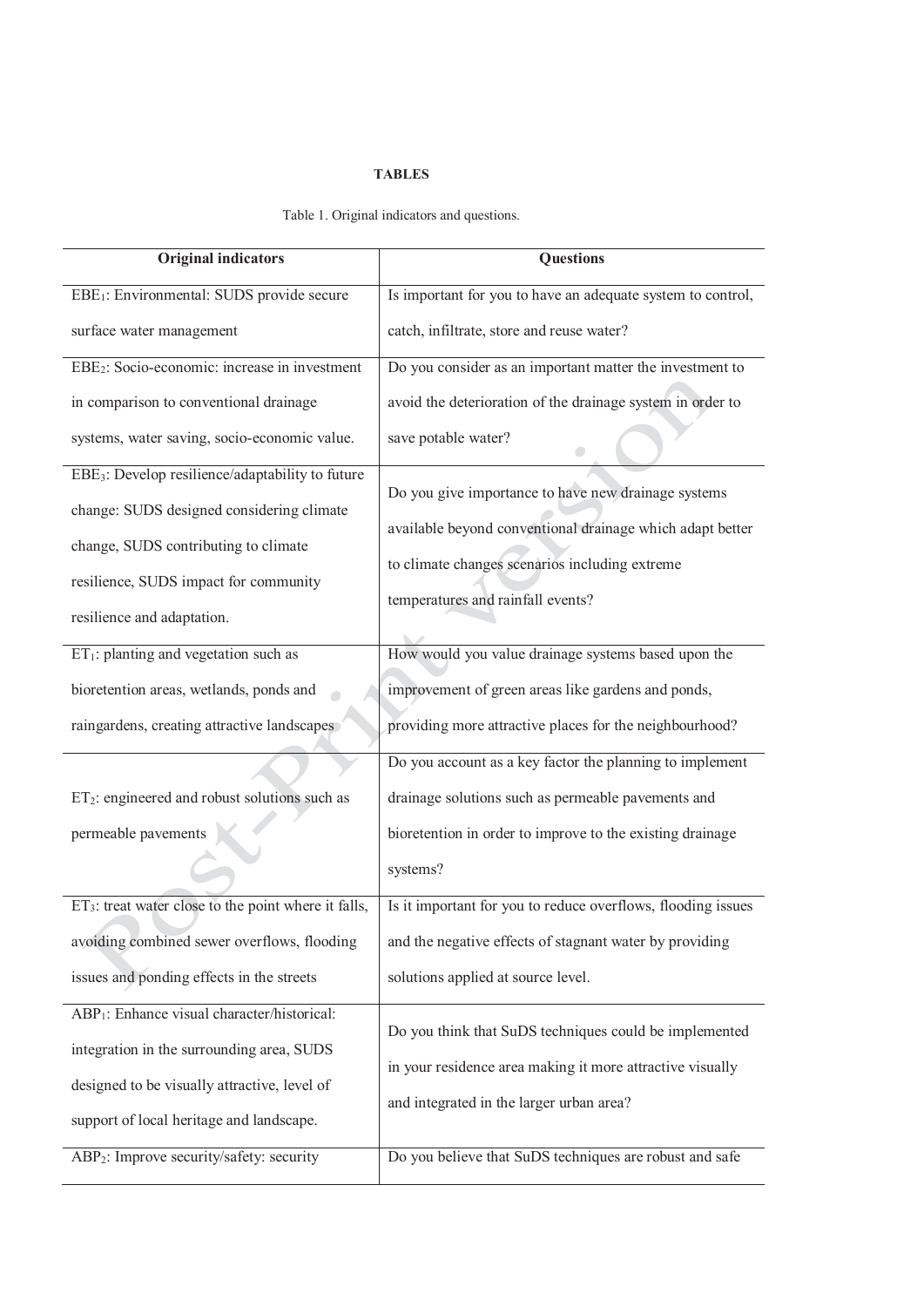**TABLES**

Table 1. Original indicators and questions.

| Original indicators | Questions |
|---|---|
| $EBE_1$: Environmental: SUDS provide secure surface water management | Is important for you to have an adequate system to control, catch, infiltrate, store and reuse water? |
| $EBE_2$: Socio-economic: increase in investment in comparison to conventional drainage systems, water saving, socio-economic value. | Do you consider as an important matter the investment to avoid the deterioration of the drainage system in order to save potable water? |
| $EBE_3$: Develop resilience/adaptability to future change: SUDS designed considering climate change, SUDS contributing to climate resilience, SUDS impact for community resilience and adaptation. | Do you give importance to have new drainage systems available beyond conventional drainage which adapt better to climate changes scenarios including extreme temperatures and rainfall events? |
| $ET_1$: planting and vegetation such as bioretention areas, wetlands, ponds and raingardens, creating attractive landscapes | How would you value drainage systems based upon the improvement of green areas like gardens and ponds, providing more attractive places for the neighbourhood? |
| $ET_2$: engineered and robust solutions such as permeable pavements | Do you account as a key factor the planning to implement drainage solutions such as permeable pavements and bioretention in order to improve to the existing drainage systems? |
| $ET_3$: treat water close to the point where it falls, avoiding combined sewer overflows, flooding issues and ponding effects in the streets | Is it important for you to reduce overflows, flooding issues and the negative effects of stagnant water by providing solutions applied at source level. |
| $ABP_1$: Enhance visual character/historical: integration in the surrounding area, SUDS designed to be visually attractive, level of support of local heritage and landscape. | Do you think that SuDS techniques could be implemented in your residence area making it more attractive visually and integrated in the larger urban area? |
| $ABP_2$: Improve security/safety: security | Do you believe that SuDS techniques are robust and safe |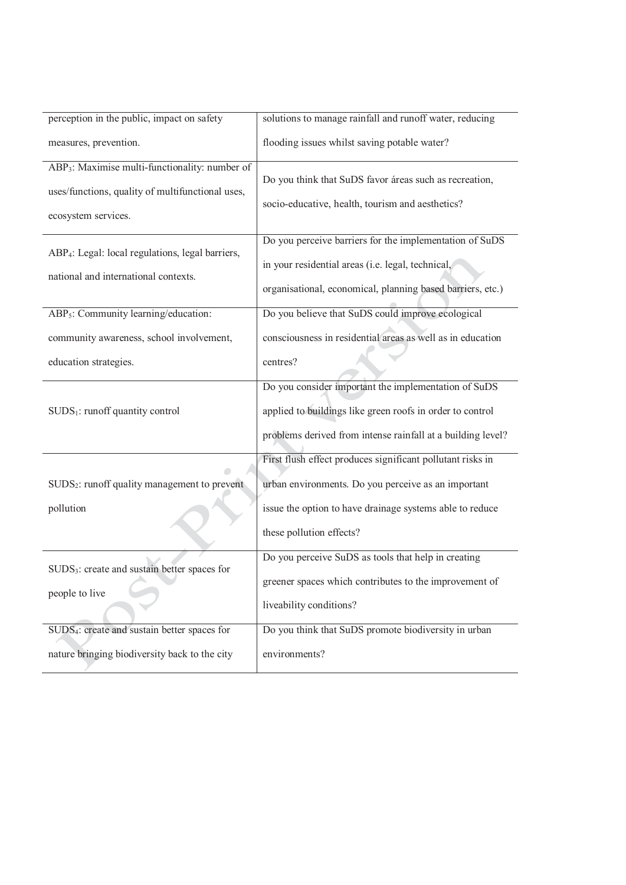| | |
|---|---|
| perception in the public, impact on safety measures, prevention. | solutions to manage rainfall and runoff water, reducing flooding issues whilst saving potable water? |
| $ABP_3$: Maximise multi-functionality: number of uses/functions, quality of multifunctional uses, ecosystem services. | Do you think that SuDS favor áreas such as recreation, socio-educative, health, tourism and aesthetics? |
| $ABP_4$: Legal: local regulations, legal barriers, national and international contexts. | Do you perceive barriers for the implementation of SuDS in your residential areas (i.e. legal, technical, organisational, economical, planning based barriers, etc.) |
| $ABP_5$: Community learning/education: community awareness, school involvement, education strategies. | Do you believe that SuDS could improve ecological consciousness in residential areas as well as in education centres? |
| $SUDS_1$: runoff quantity control | Do you consider important the implementation of SuDS applied to buildings like green roofs in order to control problems derived from intense rainfall at a building level? |
| $SUDS_2$: runoff quality management to prevent pollution | First flush effect produces significant pollutant risks in urban environments. Do you perceive as an important issue the option to have drainage systems able to reduce these pollution effects? |
| $SUDS_3$: create and sustain better spaces for people to live | Do you perceive SuDS as tools that help in creating greener spaces which contributes to the improvement of liveability conditions? |
| $SUDS_4$: create and sustain better spaces for nature bringing biodiversity back to the city | Do you think that SuDS promote biodiversity in urban environments? |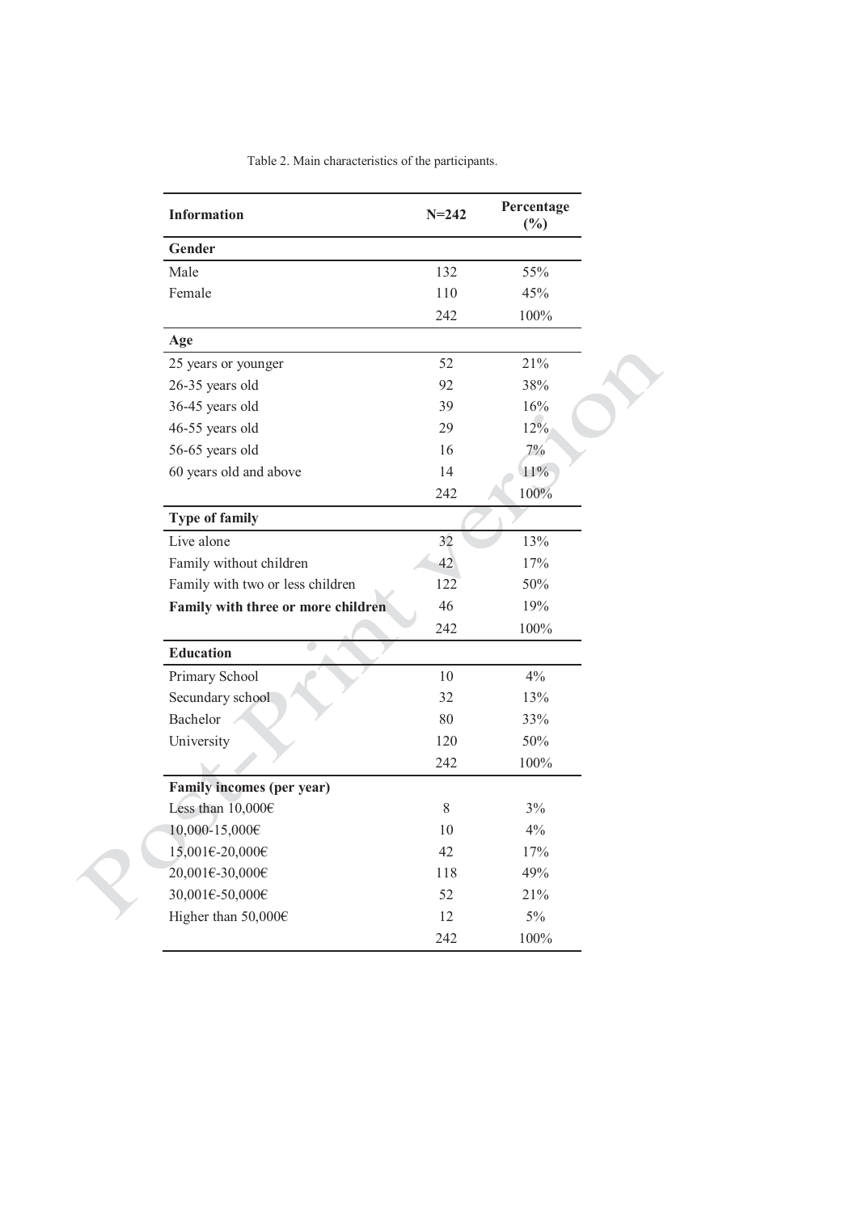Table 2. Main characteristics of the participants.

| Information | N=242 | Percentage (%) |
|---|---|---|
| **Gender** | | |
| Male | 132 | 55% |
| Female | 110 | 45% |
| | 242 | 100% |
| **Age** | | |
| 25 years or younger | 52 | 21% |
| 26-35 years old | 92 | 38% |
| 36-45 years old | 39 | 16% |
| 46-55 years old | 29 | 12% |
| 56-65 years old | 16 | 7% |
| 60 years old and above | 14 | 11% |
| | 242 | 100% |
| **Type of family** | | |
| Live alone | 32 | 13% |
| Family without children | 42 | 17% |
| Family with two or less children | 122 | 50% |
| **Family with three or more children** | 46 | 19% |
| | 242 | 100% |
| **Education** | | |
| Primary School | 10 | 4% |
| Secundary school | 32 | 13% |
| Bachelor | 80 | 33% |
| University | 120 | 50% |
| | 242 | 100% |
| **Family incomes (per year)** | | |
| Less than 10,000€ | 8 | 3% |
| 10,000-15,000€ | 10 | 4% |
| 15,001€-20,000€ | 42 | 17% |
| 20,001€-30,000€ | 118 | 49% |
| 30,001€-50,000€ | 52 | 21% |
| Higher than 50,000€ | 12 | 5% |
| | 242 | 100% |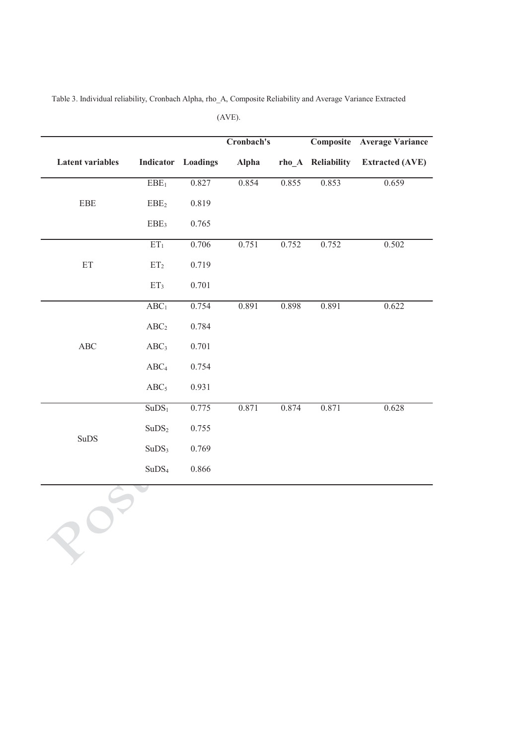Table 3. Individual reliability, Cronbach Alpha, rho_A, Composite Reliability and Average Variance Extracted (AVE).

| Latent variables | Indicator | Loadings | Cronbach's Alpha | rho_A | Composite Reliability | Average Variance Extracted (AVE) |
|---|---|---|---|---|---|---|
| EBE | $EBE_1$ | 0.827 | 0.854 | 0.855 | 0.853 | 0.659 |
| | $EBE_2$ | 0.819 | | | | |
| | $EBE_3$ | 0.765 | | | | |
| ET | $ET_1$ | 0.706 | 0.751 | 0.752 | 0.752 | 0.502 |
| | $ET_2$ | 0.719 | | | | |
| | $ET_3$ | 0.701 | | | | |
| ABC | $ABC_1$ | 0.754 | 0.891 | 0.898 | 0.891 | 0.622 |
| | $ABC_2$ | 0.784 | | | | |
| | $ABC_3$ | 0.701 | | | | |
| | $ABC_4$ | 0.754 | | | | |
| | $ABC_5$ | 0.931 | | | | |
| SuDS | $SuDS_1$ | 0.775 | 0.871 | 0.874 | 0.871 | 0.628 |
| | $SuDS_2$ | 0.755 | | | | |
| | $SuDS_3$ | 0.769 | | | | |
| | $SuDS_4$ | 0.866 | | | | |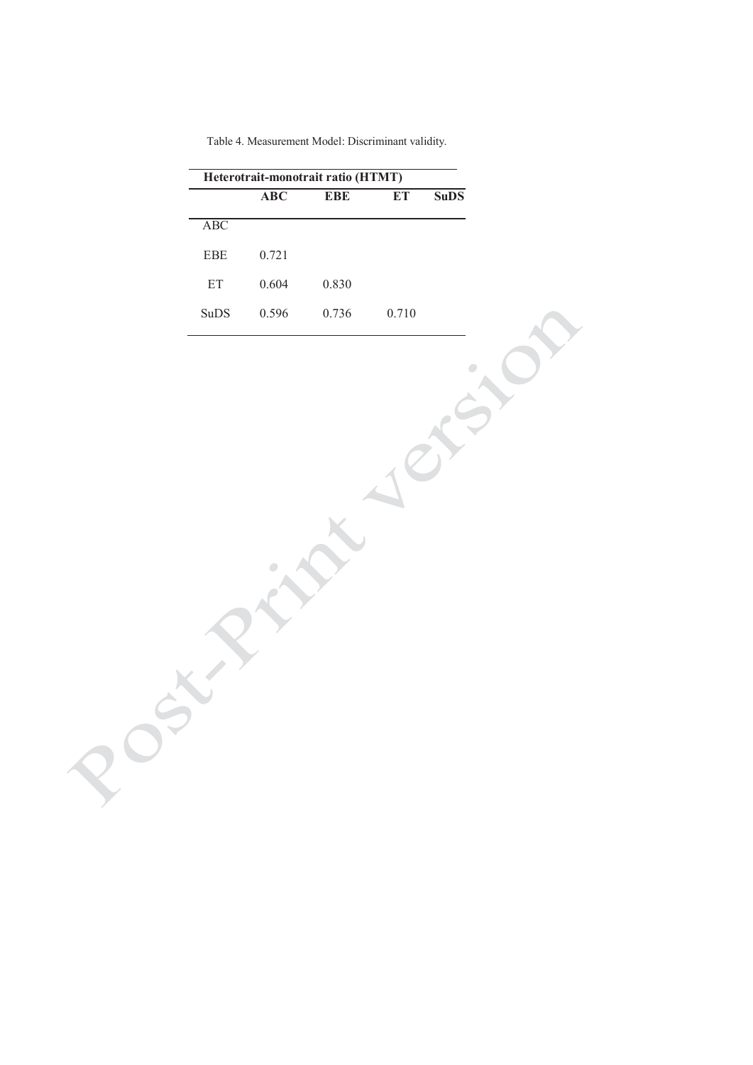Table 4. Measurement Model: Discriminant validity.

| Heterotrait-monotrait ratio (HTMT) | | | | |
|---|---|---|---|---|
| | **ABC** | **EBE** | **ET** | **SuDS** |
| ABC | | | | |
| EBE | 0.721 | | | |
| ET | 0.604 | 0.830 | | |
| SuDS | 0.596 | 0.736 | 0.710 | |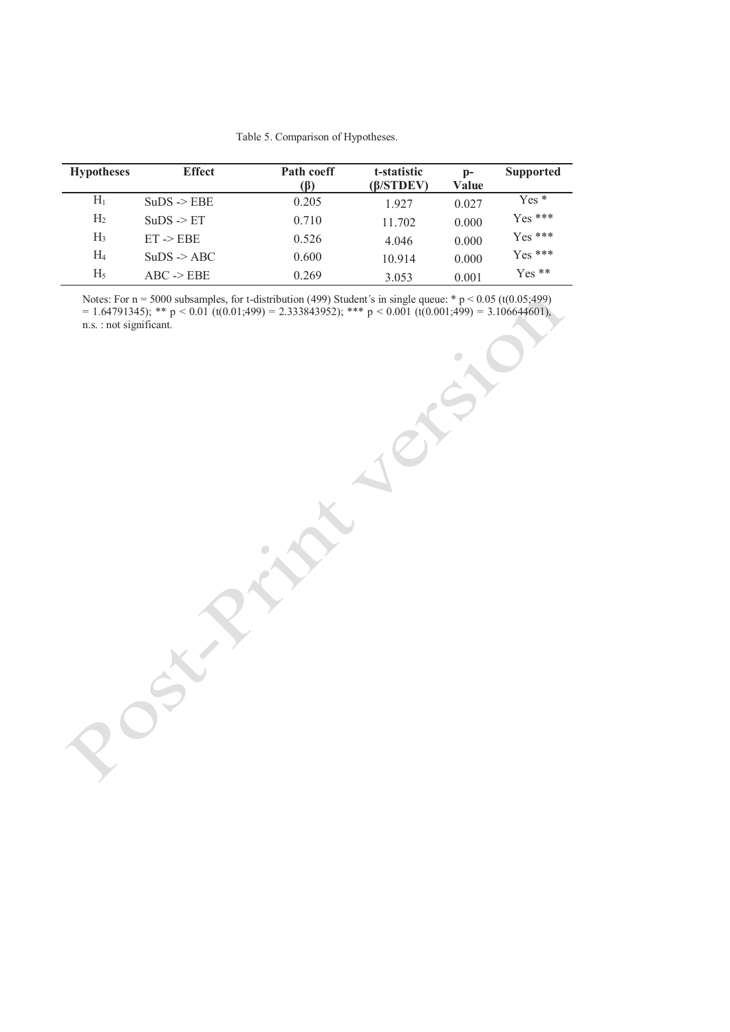Table 5. Comparison of Hypotheses.

| Hypotheses | Effect | Path coeff (β) | t-statistic (β/STDEV) | p-Value | Supported |
|---|---|---|---|---|---|
| $H_1$ | SuDS -> EBE | 0.205 | 1.927 | 0.027 | Yes * |
| $H_2$ | SuDS -> ET | 0.710 | 11.702 | 0.000 | Yes *** |
| $H_3$ | ET -> EBE | 0.526 | 4.046 | 0.000 | Yes *** |
| $H_4$ | SuDS -> ABC | 0.600 | 10.914 | 0.000 | Yes *** |
| $H_5$ | ABC -> EBE | 0.269 | 3.053 | 0.001 | Yes ** |

Notes: For n = 5000 subsamples, for t-distribution (499) Student´s in single queue: * $p < 0.05$ ($t(0.05;499) = 1.64791345$); ** $p < 0.01$ ($t(0.01;499) = 2.333843952$); *** $p < 0.001$ ($t(0.001;499) = 3.106644601$), n.s. : not significant.